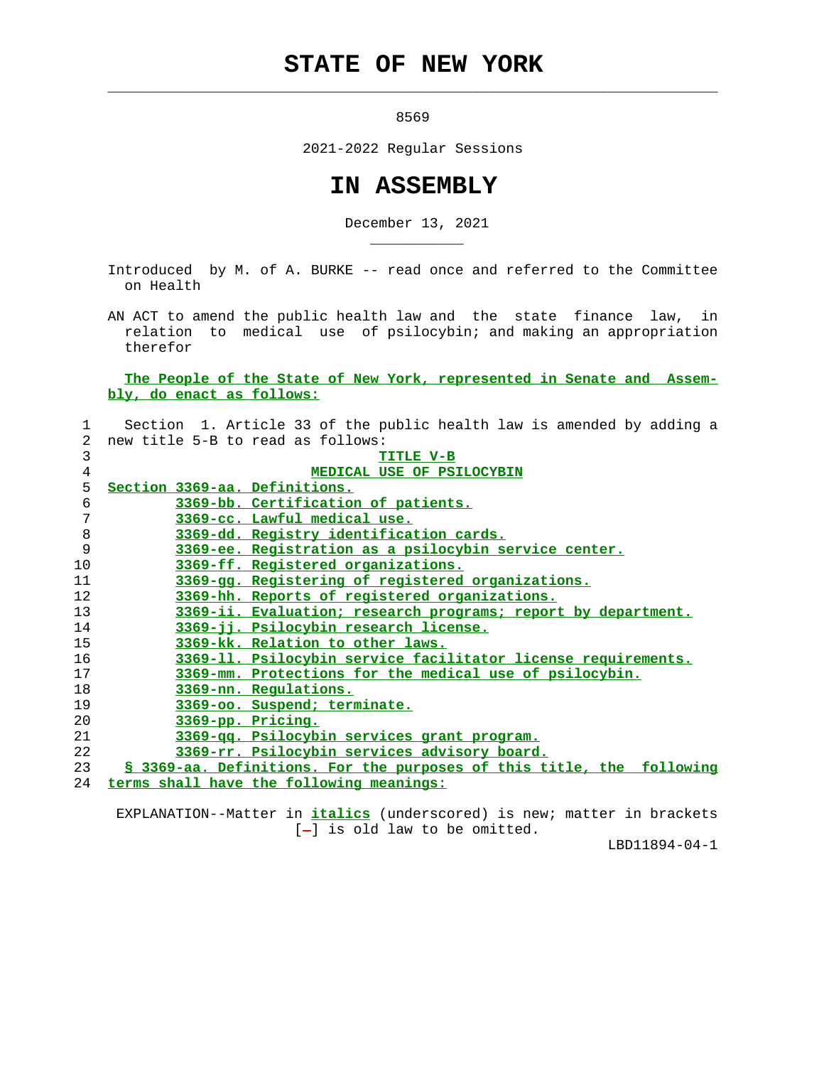# STATE OF NEW YORK

8569

2021-2022 Regular Sessions

# IN ASSEMBLY

December 13, 2021

Introduced by M. of A. BURKE -- read once and referred to the Committee on Health

AN ACT to amend the public health law and the state finance law, in relation to medical use of psilocybin; and making an appropriation therefor

The People of the State of New York, represented in Senate and Assembly, do enact as follows:

Section 1. Article 33 of the public health law is amended by adding a new title 5-B to read as follows:

TITLE V-B

MEDICAL USE OF PSILOCYBIN

Section 3369-aa. Definitions.

3369-bb. Certification of patients.

3369-cc. Lawful medical use.

3369-dd. Registry identification cards.

3369-ee. Registration as a psilocybin service center.

3369-ff. Registered organizations.

3369-gg. Registering of registered organizations.

3369-hh. Reports of registered organizations.

3369-ii. Evaluation; research programs; report by department.

3369-jj. Psilocybin research license.

3369-kk. Relation to other laws.

3369-ll. Psilocybin service facilitator license requirements.

3369-mm. Protections for the medical use of psilocybin.

3369-nn. Regulations.

3369-oo. Suspend; terminate.

3369-pp. Pricing.

3369-qq. Psilocybin services grant program.

3369-rr. Psilocybin services advisory board.

§ 3369-aa. Definitions. For the purposes of this title, the following terms shall have the following meanings:

EXPLANATION--Matter in *italics* (underscored) is new; matter in brackets [-] is old law to be omitted.

LBD11894-04-1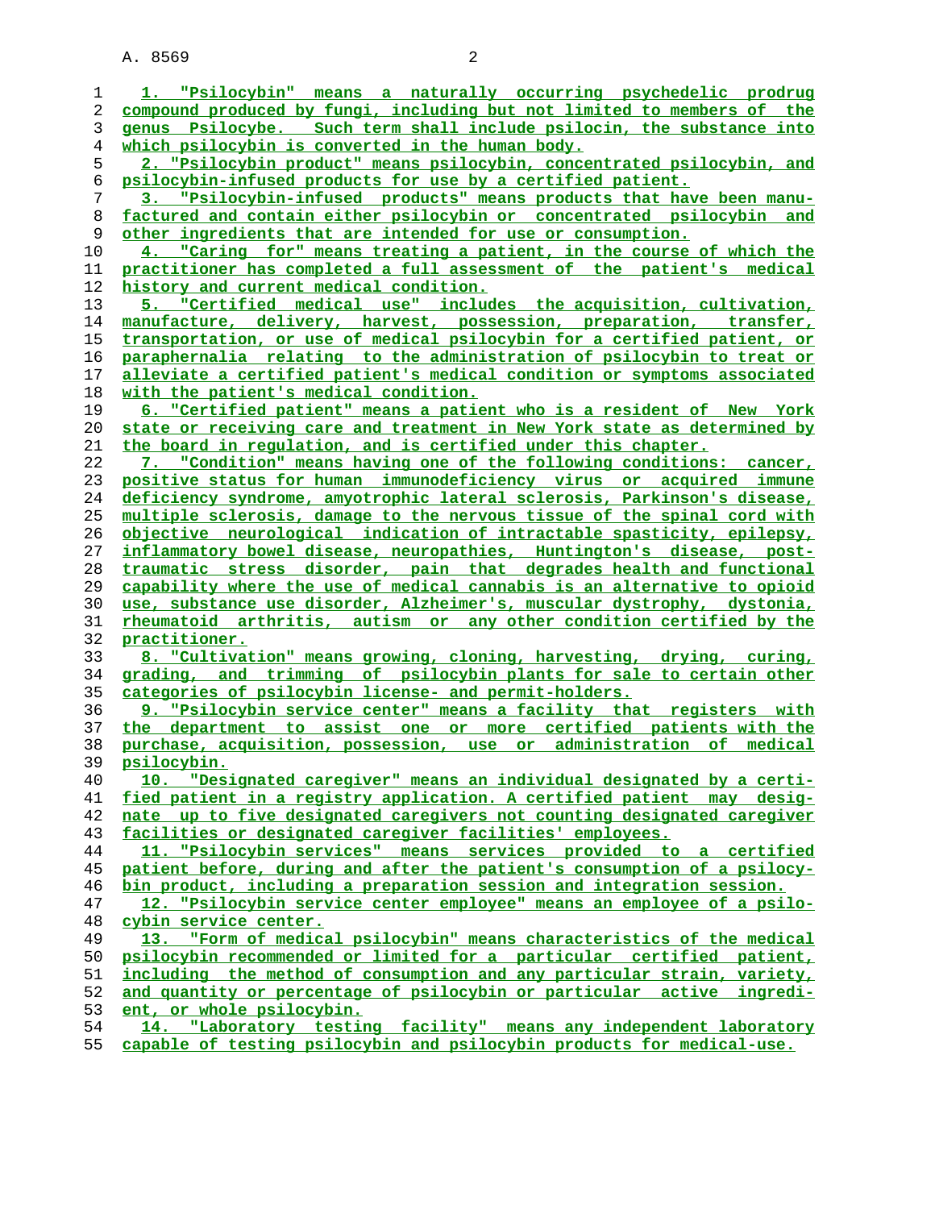1. "Psilocybin" means a naturally occurring psychedelic prodrug compound produced by fungi, including but not limited to members of the genus Psilocybe. Such term shall include psilocin, the substance into which psilocybin is converted in the human body.

2. "Psilocybin product" means psilocybin, concentrated psilocybin, and psilocybin-infused products for use by a certified patient.

3. "Psilocybin-infused products" means products that have been manufactured and contain either psilocybin or concentrated psilocybin and other ingredients that are intended for use or consumption.

4. "Caring for" means treating a patient, in the course of which the practitioner has completed a full assessment of the patient's medical history and current medical condition.

5. "Certified medical use" includes the acquisition, cultivation, manufacture, delivery, harvest, possession, preparation, transfer, transportation, or use of medical psilocybin for a certified patient, or paraphernalia relating to the administration of psilocybin to treat or alleviate a certified patient's medical condition or symptoms associated with the patient's medical condition.

6. "Certified patient" means a patient who is a resident of New York state or receiving care and treatment in New York state as determined by the board in regulation, and is certified under this chapter.

7. "Condition" means having one of the following conditions: cancer, positive status for human immunodeficiency virus or acquired immune deficiency syndrome, amyotrophic lateral sclerosis, Parkinson's disease, multiple sclerosis, damage to the nervous tissue of the spinal cord with objective neurological indication of intractable spasticity, epilepsy, inflammatory bowel disease, neuropathies, Huntington's disease, post-traumatic stress disorder, pain that degrades health and functional capability where the use of medical cannabis is an alternative to opioid use, substance use disorder, Alzheimer's, muscular dystrophy, dystonia, rheumatoid arthritis, autism or any other condition certified by the practitioner.

8. "Cultivation" means growing, cloning, harvesting, drying, curing, grading, and trimming of psilocybin plants for sale to certain other categories of psilocybin license- and permit-holders.

9. "Psilocybin service center" means a facility that registers with the department to assist one or more certified patients with the purchase, acquisition, possession, use or administration of medical psilocybin.

10. "Designated caregiver" means an individual designated by a certified patient in a registry application. A certified patient may designate up to five designated caregivers not counting designated caregiver facilities or designated caregiver facilities' employees.

11. "Psilocybin services" means services provided to a certified patient before, during and after the patient's consumption of a psilocybin product, including a preparation session and integration session.

12. "Psilocybin service center employee" means an employee of a psilocybin service center.

13. "Form of medical psilocybin" means characteristics of the medical psilocybin recommended or limited for a particular certified patient, including the method of consumption and any particular strain, variety, and quantity or percentage of psilocybin or particular active ingredient, or whole psilocybin.

14. "Laboratory testing facility" means any independent laboratory capable of testing psilocybin and psilocybin products for medical-use.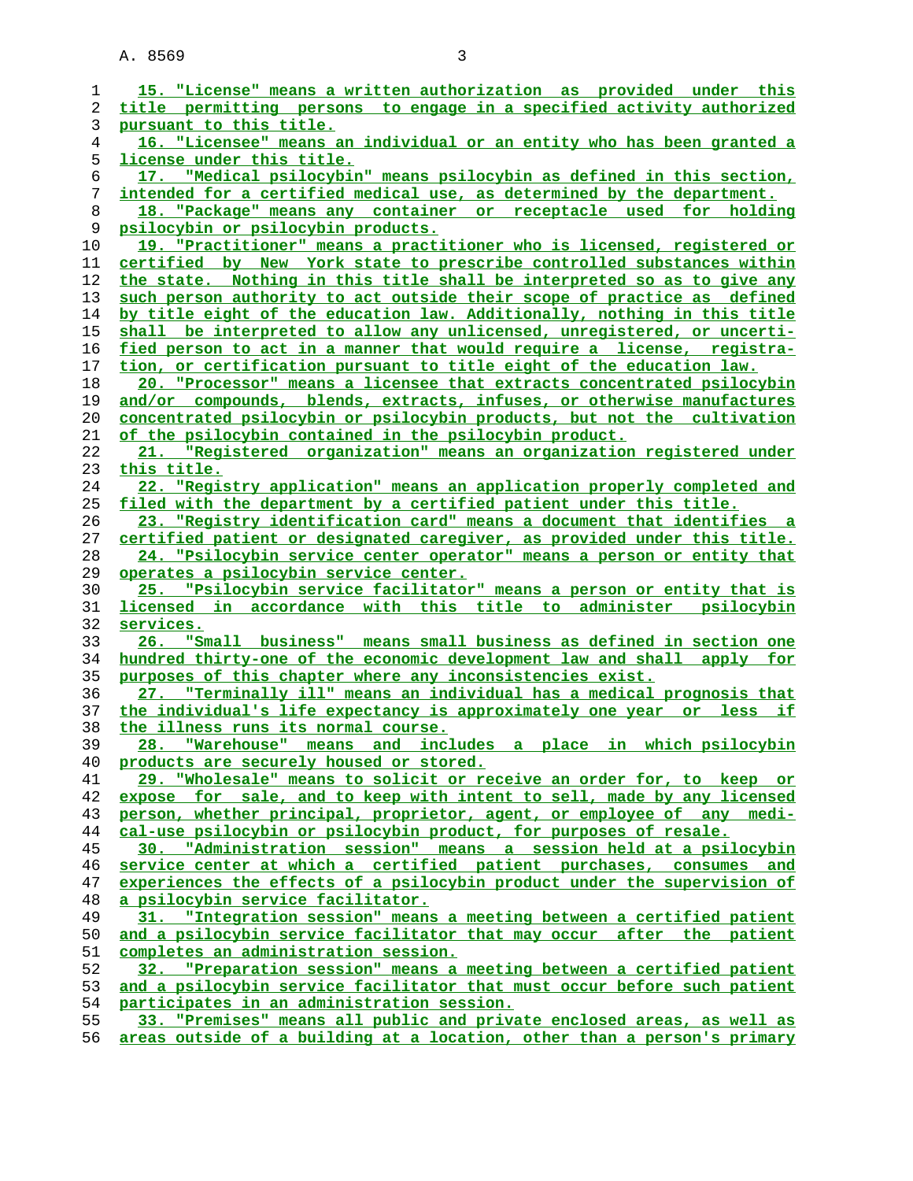15. "License" means a written authorization as provided under this title permitting persons to engage in a specified activity authorized pursuant to this title.

16. "Licensee" means an individual or an entity who has been granted a license under this title.

17. "Medical psilocybin" means psilocybin as defined in this section, intended for a certified medical use, as determined by the department.

18. "Package" means any container or receptacle used for holding psilocybin or psilocybin products.

19. "Practitioner" means a practitioner who is licensed, registered or certified by New York state to prescribe controlled substances within the state. Nothing in this title shall be interpreted so as to give any such person authority to act outside their scope of practice as defined by title eight of the education law. Additionally, nothing in this title shall be interpreted to allow any unlicensed, unregistered, or uncertified person to act in a manner that would require a license, registration, or certification pursuant to title eight of the education law.

20. "Processor" means a licensee that extracts concentrated psilocybin and/or compounds, blends, extracts, infuses, or otherwise manufactures concentrated psilocybin or psilocybin products, but not the cultivation of the psilocybin contained in the psilocybin product.

21. "Registered organization" means an organization registered under this title.

22. "Registry application" means an application properly completed and filed with the department by a certified patient under this title.

23. "Registry identification card" means a document that identifies a certified patient or designated caregiver, as provided under this title.

24. "Psilocybin service center operator" means a person or entity that operates a psilocybin service center.

25. "Psilocybin service facilitator" means a person or entity that is licensed in accordance with this title to administer psilocybin services.

26. "Small business" means small business as defined in section one hundred thirty-one of the economic development law and shall apply for purposes of this chapter where any inconsistencies exist.

27. "Terminally ill" means an individual has a medical prognosis that the individual's life expectancy is approximately one year or less if the illness runs its normal course.

28. "Warehouse" means and includes a place in which psilocybin products are securely housed or stored.

29. "Wholesale" means to solicit or receive an order for, to keep or expose for sale, and to keep with intent to sell, made by any licensed person, whether principal, proprietor, agent, or employee of any medical-use psilocybin or psilocybin product, for purposes of resale.

30. "Administration session" means a session held at a psilocybin service center at which a certified patient purchases, consumes and experiences the effects of a psilocybin product under the supervision of a psilocybin service facilitator.

31. "Integration session" means a meeting between a certified patient and a psilocybin service facilitator that may occur after the patient completes an administration session.

32. "Preparation session" means a meeting between a certified patient and a psilocybin service facilitator that must occur before such patient participates in an administration session.

33. "Premises" means all public and private enclosed areas, as well as areas outside of a building at a location, other than a person's primary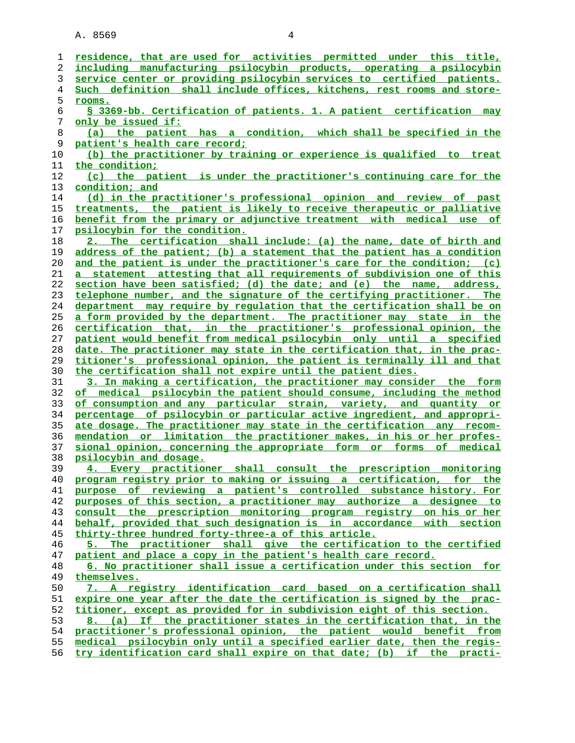residence, that are used for activities permitted under this title, including manufacturing psilocybin products, operating a psilocybin service center or providing psilocybin services to certified patients. Such definition shall include offices, kitchens, rest rooms and storerooms.

§ 3369-bb. Certification of patients. 1. A patient certification may only be issued if:

(a) the patient has a condition, which shall be specified in the patient's health care record;

(b) the practitioner by training or experience is qualified to treat the condition;

(c) the patient is under the practitioner's continuing care for the condition; and

(d) in the practitioner's professional opinion and review of past treatments, the patient is likely to receive therapeutic or palliative benefit from the primary or adjunctive treatment with medical use of psilocybin for the condition.

2. The certification shall include: (a) the name, date of birth and address of the patient; (b) a statement that the patient has a condition and the patient is under the practitioner's care for the condition; (c) a statement attesting that all requirements of subdivision one of this section have been satisfied; (d) the date; and (e) the name, address, telephone number, and the signature of the certifying practitioner. The department may require by regulation that the certification shall be on a form provided by the department. The practitioner may state in the certification that, in the practitioner's professional opinion, the patient would benefit from medical psilocybin only until a specified date. The practitioner may state in the certification that, in the practitioner's professional opinion, the patient is terminally ill and that the certification shall not expire until the patient dies.

3. In making a certification, the practitioner may consider the form of medical psilocybin the patient should consume, including the method of consumption and any particular strain, variety, and quantity or percentage of psilocybin or particular active ingredient, and appropriate dosage. The practitioner may state in the certification any recommendation or limitation the practitioner makes, in his or her professional opinion, concerning the appropriate form or forms of medical psilocybin and dosage.

4. Every practitioner shall consult the prescription monitoring program registry prior to making or issuing a certification, for the purpose of reviewing a patient's controlled substance history. For purposes of this section, a practitioner may authorize a designee to consult the prescription monitoring program registry on his or her behalf, provided that such designation is in accordance with section thirty-three hundred forty-three-a of this article.

5. The practitioner shall give the certification to the certified patient and place a copy in the patient's health care record.

6. No practitioner shall issue a certification under this section for themselves.

7. A registry identification card based on a certification shall expire one year after the date the certification is signed by the practitioner, except as provided for in subdivision eight of this section.

8. (a) If the practitioner states in the certification that, in the practitioner's professional opinion, the patient would benefit from medical psilocybin only until a specified earlier date, then the registry identification card shall expire on that date; (b) if the practi-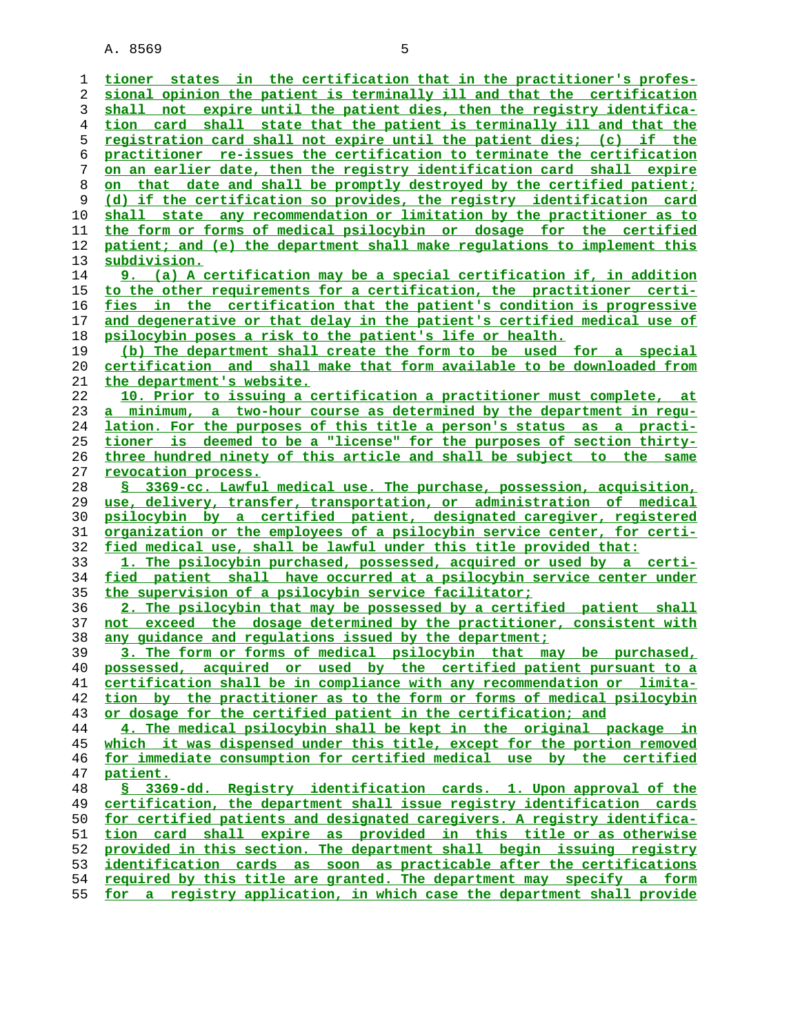tioner states in the certification that in the practitioner's professional opinion the patient is terminally ill and that the certification shall not expire until the patient dies, then the registry identification card shall state that the patient is terminally ill and that the registration card shall not expire until the patient dies; (c) if the practitioner re-issues the certification to terminate the certification on an earlier date, then the registry identification card shall expire on that date and shall be promptly destroyed by the certified patient; (d) if the certification so provides, the registry identification card shall state any recommendation or limitation by the practitioner as to the form or forms of medical psilocybin or dosage for the certified patient; and (e) the department shall make regulations to implement this subdivision.

9. (a) A certification may be a special certification if, in addition to the other requirements for a certification, the practitioner certifies in the certification that the patient's condition is progressive and degenerative or that delay in the patient's certified medical use of psilocybin poses a risk to the patient's life or health.

(b) The department shall create the form to be used for a special certification and shall make that form available to be downloaded from the department's website.

10. Prior to issuing a certification a practitioner must complete, at a minimum, a two-hour course as determined by the department in regulation. For the purposes of this title a person's status as a practitioner is deemed to be a "license" for the purposes of section thirty-three hundred ninety of this article and shall be subject to the same revocation process.

§ 3369-cc. Lawful medical use. The purchase, possession, acquisition, use, delivery, transfer, transportation, or administration of medical psilocybin by a certified patient, designated caregiver, registered organization or the employees of a psilocybin service center, for certified medical use, shall be lawful under this title provided that:

1. The psilocybin purchased, possessed, acquired or used by a certified patient shall have occurred at a psilocybin service center under the supervision of a psilocybin service facilitator;

2. The psilocybin that may be possessed by a certified patient shall not exceed the dosage determined by the practitioner, consistent with any guidance and regulations issued by the department;

3. The form or forms of medical psilocybin that may be purchased, possessed, acquired or used by the certified patient pursuant to a certification shall be in compliance with any recommendation or limitation by the practitioner as to the form or forms of medical psilocybin or dosage for the certified patient in the certification; and

4. The medical psilocybin shall be kept in the original package in which it was dispensed under this title, except for the portion removed for immediate consumption for certified medical use by the certified patient.

§ 3369-dd. Registry identification cards. 1. Upon approval of the certification, the department shall issue registry identification cards for certified patients and designated caregivers. A registry identification card shall expire as provided in this title or as otherwise provided in this section. The department shall begin issuing registry identification cards as soon as practicable after the certifications required by this title are granted. The department may specify a form for a registry application, in which case the department shall provide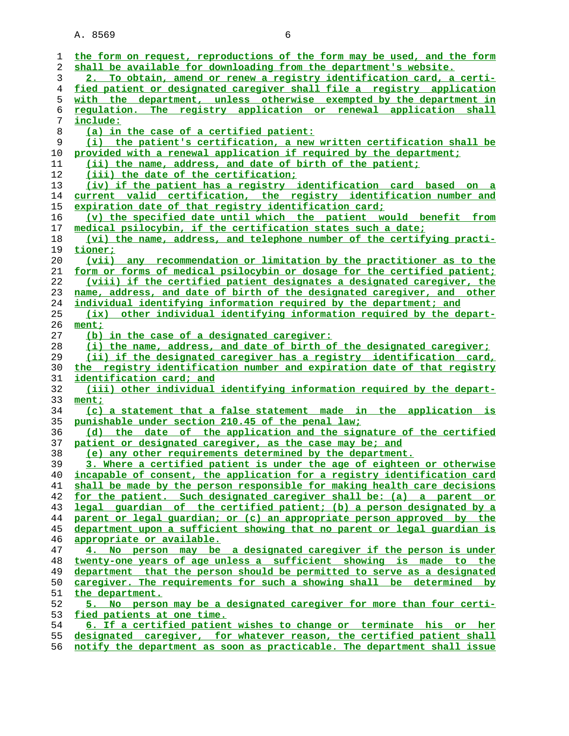the form on request, reproductions of the form may be used, and the form shall be available for downloading from the department's website.

2. To obtain, amend or renew a registry identification card, a certified patient or designated caregiver shall file a registry application with the department, unless otherwise exempted by the department in regulation. The registry application or renewal application shall include:

(a) in the case of a certified patient:

(i) the patient's certification, a new written certification shall be provided with a renewal application if required by the department;

(ii) the name, address, and date of birth of the patient;

(iii) the date of the certification;

(iv) if the patient has a registry identification card based on a current valid certification, the registry identification number and expiration date of that registry identification card;

(v) the specified date until which the patient would benefit from medical psilocybin, if the certification states such a date;

(vi) the name, address, and telephone number of the certifying practitioner;

(vii) any recommendation or limitation by the practitioner as to the form or forms of medical psilocybin or dosage for the certified patient;

(viii) if the certified patient designates a designated caregiver, the name, address, and date of birth of the designated caregiver, and other individual identifying information required by the department; and

(ix) other individual identifying information required by the department;

(b) in the case of a designated caregiver:

(i) the name, address, and date of birth of the designated caregiver;

(ii) if the designated caregiver has a registry identification card, the registry identification number and expiration date of that registry identification card; and

(iii) other individual identifying information required by the department;

(c) a statement that a false statement made in the application is punishable under section 210.45 of the penal law;

(d) the date of the application and the signature of the certified patient or designated caregiver, as the case may be; and

(e) any other requirements determined by the department.

3. Where a certified patient is under the age of eighteen or otherwise incapable of consent, the application for a registry identification card shall be made by the person responsible for making health care decisions for the patient. Such designated caregiver shall be: (a) a parent or legal guardian of the certified patient; (b) a person designated by a parent or legal guardian; or (c) an appropriate person approved by the department upon a sufficient showing that no parent or legal guardian is appropriate or available.

4. No person may be a designated caregiver if the person is under twenty-one years of age unless a sufficient showing is made to the department that the person should be permitted to serve as a designated caregiver. The requirements for such a showing shall be determined by the department.

5. No person may be a designated caregiver for more than four certified patients at one time.

6. If a certified patient wishes to change or terminate his or her designated caregiver, for whatever reason, the certified patient shall notify the department as soon as practicable. The department shall issue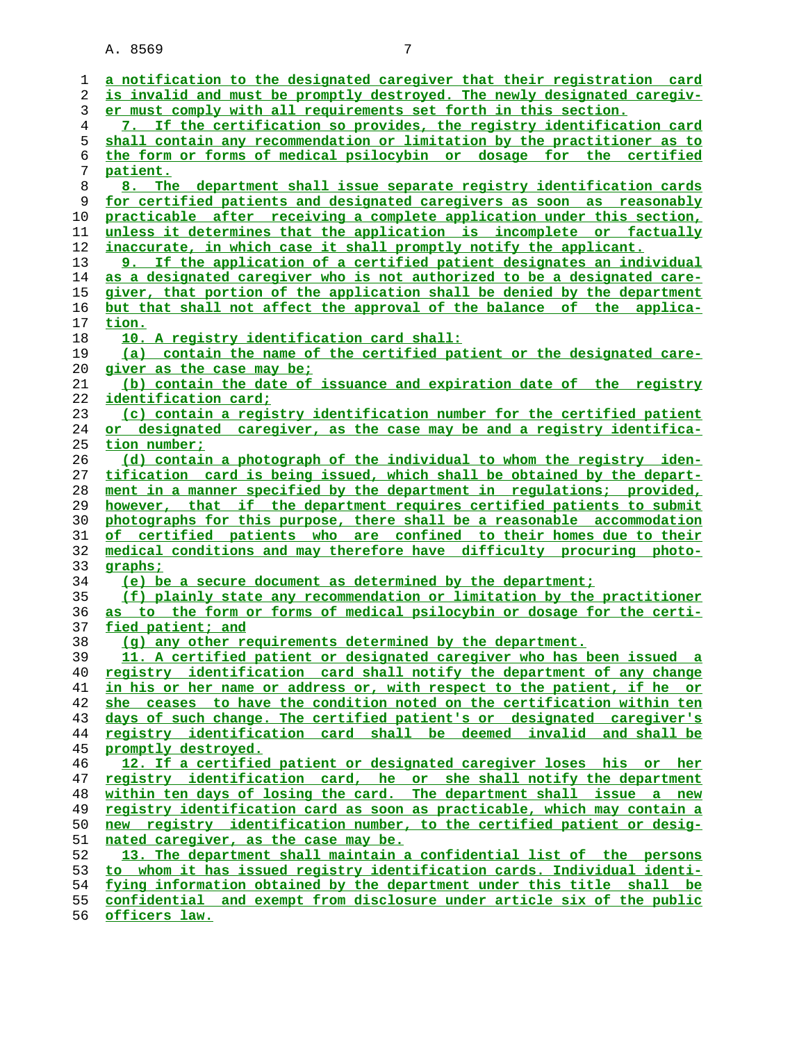a notification to the designated caregiver that their registration card is invalid and must be promptly destroyed. The newly designated caregiver must comply with all requirements set forth in this section.

7. If the certification so provides, the registry identification card shall contain any recommendation or limitation by the practitioner as to the form or forms of medical psilocybin or dosage for the certified patient.

8. The department shall issue separate registry identification cards for certified patients and designated caregivers as soon as reasonably practicable after receiving a complete application under this section, unless it determines that the application is incomplete or factually inaccurate, in which case it shall promptly notify the applicant.

9. If the application of a certified patient designates an individual as a designated caregiver who is not authorized to be a designated caregiver, that portion of the application shall be denied by the department but that shall not affect the approval of the balance of the application.

10. A registry identification card shall:

(a) contain the name of the certified patient or the designated caregiver as the case may be;

(b) contain the date of issuance and expiration date of the registry identification card;

(c) contain a registry identification number for the certified patient or designated caregiver, as the case may be and a registry identification number;

(d) contain a photograph of the individual to whom the registry identification card is being issued, which shall be obtained by the department in a manner specified by the department in regulations; provided, however, that if the department requires certified patients to submit photographs for this purpose, there shall be a reasonable accommodation of certified patients who are confined to their homes due to their medical conditions and may therefore have difficulty procuring photographs;

(e) be a secure document as determined by the department;

(f) plainly state any recommendation or limitation by the practitioner as to the form or forms of medical psilocybin or dosage for the certified patient; and

(g) any other requirements determined by the department.

11. A certified patient or designated caregiver who has been issued a registry identification card shall notify the department of any change in his or her name or address or, with respect to the patient, if he or she ceases to have the condition noted on the certification within ten days of such change. The certified patient's or designated caregiver's registry identification card shall be deemed invalid and shall be promptly destroyed.

12. If a certified patient or designated caregiver loses his or her registry identification card, he or she shall notify the department within ten days of losing the card. The department shall issue a new registry identification card as soon as practicable, which may contain a new registry identification number, to the certified patient or designated caregiver, as the case may be.

13. The department shall maintain a confidential list of the persons to whom it has issued registry identification cards. Individual identifying information obtained by the department under this title shall be confidential and exempt from disclosure under article six of the public officers law.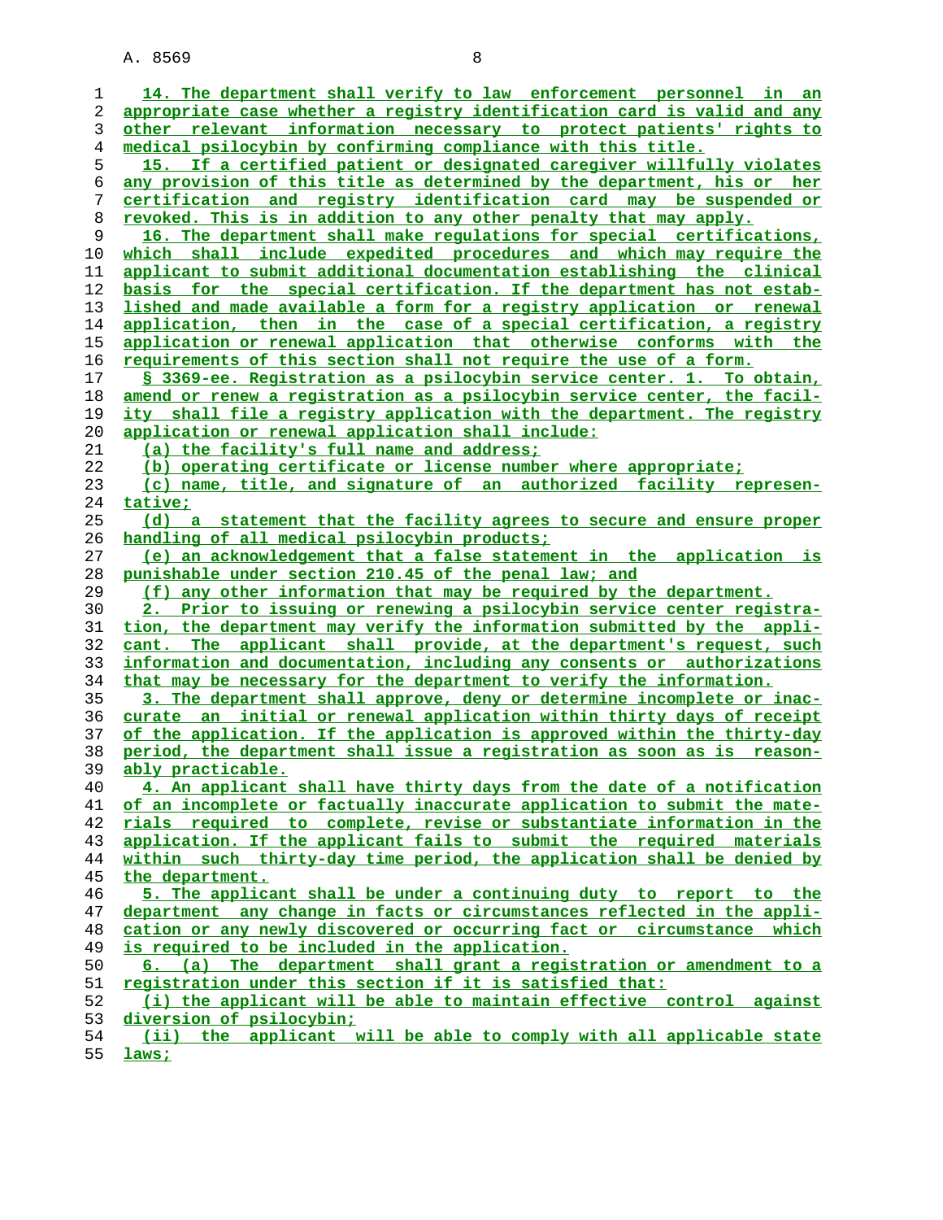14. The department shall verify to law enforcement personnel in an appropriate case whether a registry identification card is valid and any other relevant information necessary to protect patients' rights to medical psilocybin by confirming compliance with this title.

15. If a certified patient or designated caregiver willfully violates any provision of this title as determined by the department, his or her certification and registry identification card may be suspended or revoked. This is in addition to any other penalty that may apply.

16. The department shall make regulations for special certifications, which shall include expedited procedures and which may require the applicant to submit additional documentation establishing the clinical basis for the special certification. If the department has not established and made available a form for a registry application or renewal application, then in the case of a special certification, a registry application or renewal application that otherwise conforms with the requirements of this section shall not require the use of a form.

§ 3369-ee. Registration as a psilocybin service center. 1. To obtain, amend or renew a registration as a psilocybin service center, the facility shall file a registry application with the department. The registry application or renewal application shall include:

(a) the facility's full name and address;

(b) operating certificate or license number where appropriate;

(c) name, title, and signature of an authorized facility representative;

(d) a statement that the facility agrees to secure and ensure proper handling of all medical psilocybin products;

(e) an acknowledgement that a false statement in the application is punishable under section 210.45 of the penal law; and

(f) any other information that may be required by the department.

2. Prior to issuing or renewing a psilocybin service center registration, the department may verify the information submitted by the applicant. The applicant shall provide, at the department's request, such information and documentation, including any consents or authorizations that may be necessary for the department to verify the information.

3. The department shall approve, deny or determine incomplete or inaccurate an initial or renewal application within thirty days of receipt of the application. If the application is approved within the thirty-day period, the department shall issue a registration as soon as is reasonably practicable.

4. An applicant shall have thirty days from the date of a notification of an incomplete or factually inaccurate application to submit the materials required to complete, revise or substantiate information in the application. If the applicant fails to submit the required materials within such thirty-day time period, the application shall be denied by the department.

5. The applicant shall be under a continuing duty to report to the department any change in facts or circumstances reflected in the application or any newly discovered or occurring fact or circumstance which is required to be included in the application.

6. (a) The department shall grant a registration or amendment to a registration under this section if it is satisfied that:

(i) the applicant will be able to maintain effective control against diversion of psilocybin;

(ii) the applicant will be able to comply with all applicable state laws;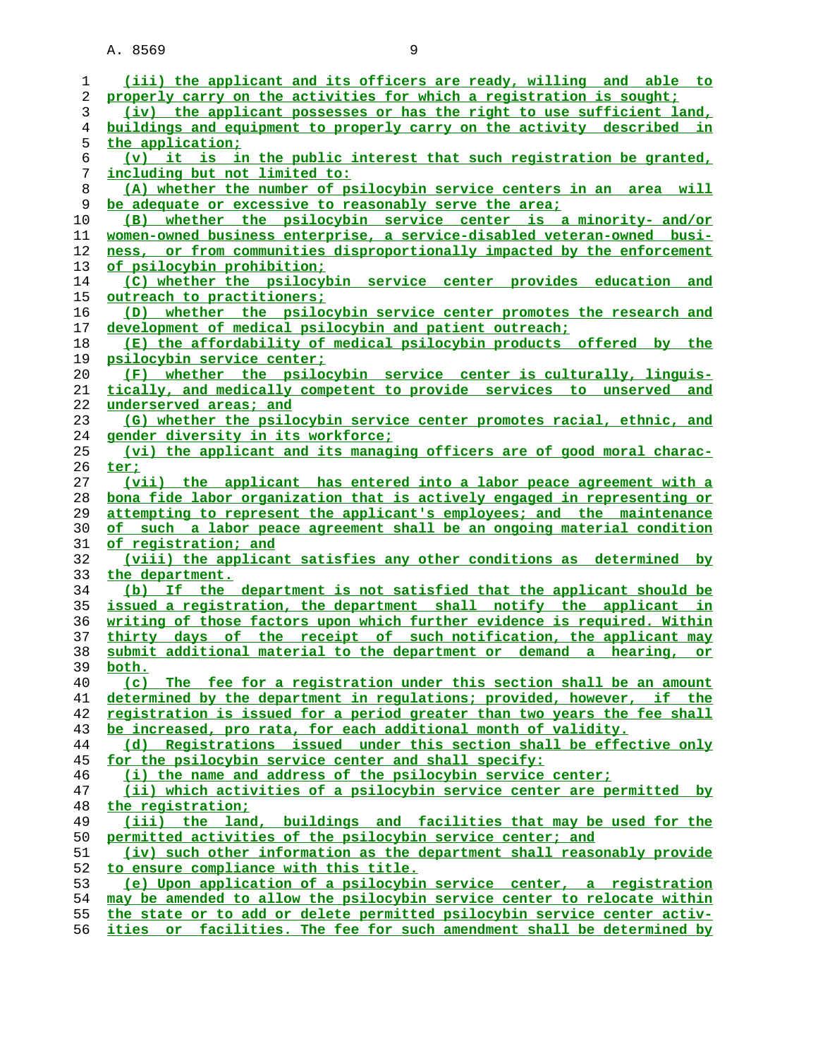(iii) the applicant and its officers are ready, willing and able to properly carry on the activities for which a registration is sought;

(iv) the applicant possesses or has the right to use sufficient land, buildings and equipment to properly carry on the activity described in the application;

(v) it is in the public interest that such registration be granted, including but not limited to:

(A) whether the number of psilocybin service centers in an area will be adequate or excessive to reasonably serve the area;

(B) whether the psilocybin service center is a minority- and/or women-owned business enterprise, a service-disabled veteran-owned business, or from communities disproportionally impacted by the enforcement of psilocybin prohibition;

(C) whether the psilocybin service center provides education and outreach to practitioners;

(D) whether the psilocybin service center promotes the research and development of medical psilocybin and patient outreach;

(E) the affordability of medical psilocybin products offered by the psilocybin service center;

(F) whether the psilocybin service center is culturally, linguistically, and medically competent to provide services to unserved and underserved areas; and

(G) whether the psilocybin service center promotes racial, ethnic, and gender diversity in its workforce;

(vi) the applicant and its managing officers are of good moral character;

(vii) the applicant has entered into a labor peace agreement with a bona fide labor organization that is actively engaged in representing or attempting to represent the applicant's employees; and the maintenance of such a labor peace agreement shall be an ongoing material condition of registration; and

(viii) the applicant satisfies any other conditions as determined by the department.

(b) If the department is not satisfied that the applicant should be issued a registration, the department shall notify the applicant in writing of those factors upon which further evidence is required. Within thirty days of the receipt of such notification, the applicant may submit additional material to the department or demand a hearing, or both.

(c) The fee for a registration under this section shall be an amount determined by the department in regulations; provided, however, if the registration is issued for a period greater than two years the fee shall be increased, pro rata, for each additional month of validity.

(d) Registrations issued under this section shall be effective only for the psilocybin service center and shall specify:

(i) the name and address of the psilocybin service center;

(ii) which activities of a psilocybin service center are permitted by the registration;

(iii) the land, buildings and facilities that may be used for the permitted activities of the psilocybin service center; and

(iv) such other information as the department shall reasonably provide to ensure compliance with this title.

(e) Upon application of a psilocybin service center, a registration may be amended to allow the psilocybin service center to relocate within the state or to add or delete permitted psilocybin service center activities or facilities. The fee for such amendment shall be determined by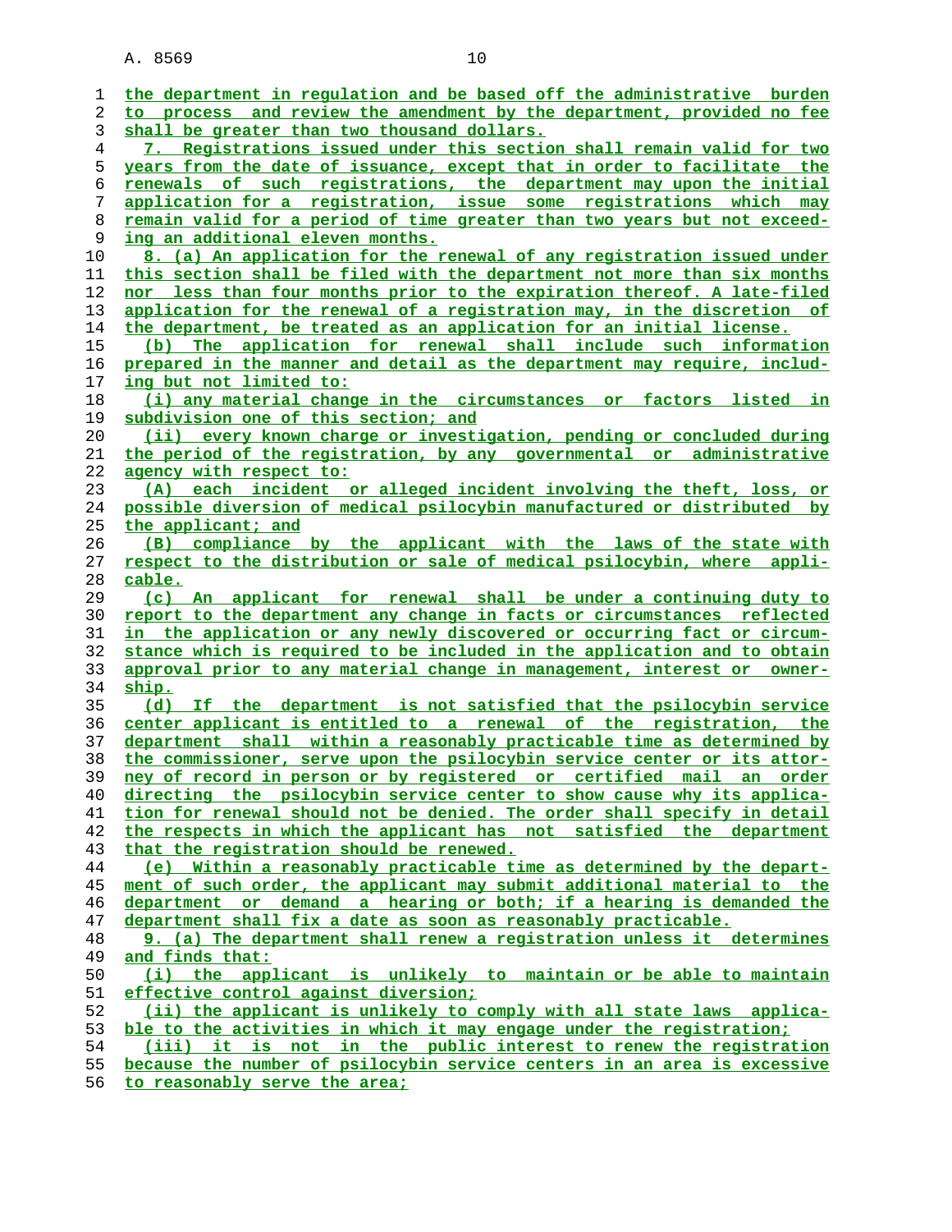the department in regulation and be based off the administrative burden to process and review the amendment by the department, provided no fee shall be greater than two thousand dollars.

7. Registrations issued under this section shall remain valid for two years from the date of issuance, except that in order to facilitate the renewals of such registrations, the department may upon the initial application for a registration, issue some registrations which may remain valid for a period of time greater than two years but not exceeding an additional eleven months.

8. (a) An application for the renewal of any registration issued under this section shall be filed with the department not more than six months nor less than four months prior to the expiration thereof. A late-filed application for the renewal of a registration may, in the discretion of the department, be treated as an application for an initial license.

(b) The application for renewal shall include such information prepared in the manner and detail as the department may require, including but not limited to:

(i) any material change in the circumstances or factors listed in subdivision one of this section; and

(ii) every known charge or investigation, pending or concluded during the period of the registration, by any governmental or administrative agency with respect to:

(A) each incident or alleged incident involving the theft, loss, or possible diversion of medical psilocybin manufactured or distributed by the applicant; and

(B) compliance by the applicant with the laws of the state with respect to the distribution or sale of medical psilocybin, where applicable.

(c) An applicant for renewal shall be under a continuing duty to report to the department any change in facts or circumstances reflected in the application or any newly discovered or occurring fact or circumstance which is required to be included in the application and to obtain approval prior to any material change in management, interest or ownership.

(d) If the department is not satisfied that the psilocybin service center applicant is entitled to a renewal of the registration, the department shall within a reasonably practicable time as determined by the commissioner, serve upon the psilocybin service center or its attorney of record in person or by registered or certified mail an order directing the psilocybin service center to show cause why its application for renewal should not be denied. The order shall specify in detail the respects in which the applicant has not satisfied the department that the registration should be renewed.

(e) Within a reasonably practicable time as determined by the department of such order, the applicant may submit additional material to the department or demand a hearing or both; if a hearing is demanded the department shall fix a date as soon as reasonably practicable.

9. (a) The department shall renew a registration unless it determines and finds that:

(i) the applicant is unlikely to maintain or be able to maintain effective control against diversion;

(ii) the applicant is unlikely to comply with all state laws applicable to the activities in which it may engage under the registration;

(iii) it is not in the public interest to renew the registration because the number of psilocybin service centers in an area is excessive to reasonably serve the area;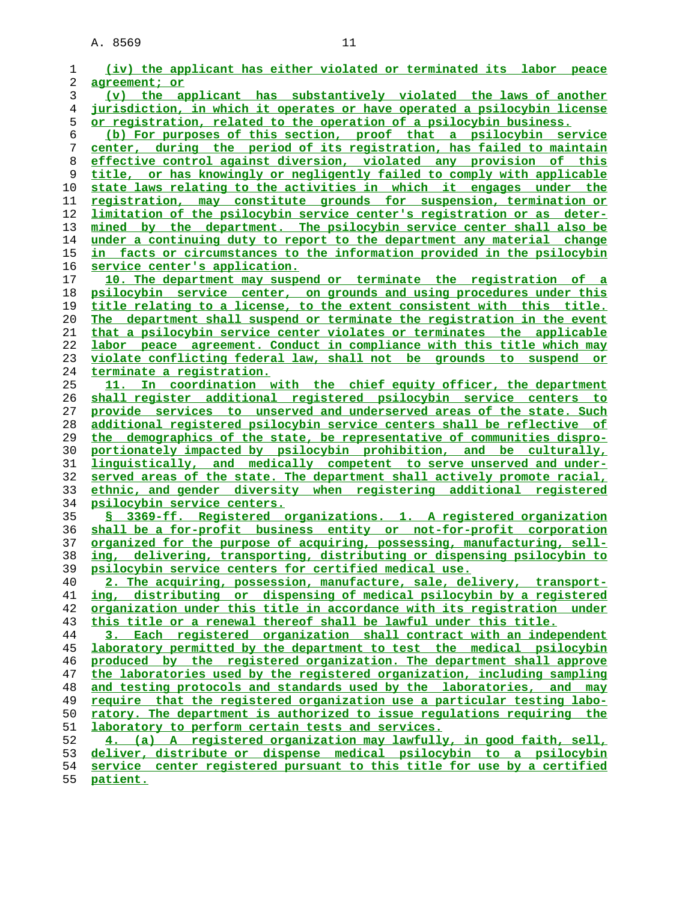(iv) the applicant has either violated or terminated its labor peace agreement; or

(v) the applicant has substantively violated the laws of another jurisdiction, in which it operates or have operated a psilocybin license or registration, related to the operation of a psilocybin business.

(b) For purposes of this section, proof that a psilocybin service center, during the period of its registration, has failed to maintain effective control against diversion, violated any provision of this title, or has knowingly or negligently failed to comply with applicable state laws relating to the activities in which it engages under the registration, may constitute grounds for suspension, termination or limitation of the psilocybin service center's registration or as determined by the department. The psilocybin service center shall also be under a continuing duty to report to the department any material change in facts or circumstances to the information provided in the psilocybin service center's application.

10. The department may suspend or terminate the registration of a psilocybin service center, on grounds and using procedures under this title relating to a license, to the extent consistent with this title. The department shall suspend or terminate the registration in the event that a psilocybin service center violates or terminates the applicable labor peace agreement. Conduct in compliance with this title which may violate conflicting federal law, shall not be grounds to suspend or terminate a registration.

11. In coordination with the chief equity officer, the department shall register additional registered psilocybin service centers to provide services to unserved and underserved areas of the state. Such additional registered psilocybin service centers shall be reflective of the demographics of the state, be representative of communities disproportionately impacted by psilocybin prohibition, and be culturally, linguistically, and medically competent to serve unserved and underserved areas of the state. The department shall actively promote racial, ethnic, and gender diversity when registering additional registered psilocybin service centers.

§ 3369-ff. Registered organizations. 1. A registered organization shall be a for-profit business entity or not-for-profit corporation organized for the purpose of acquiring, possessing, manufacturing, selling, delivering, transporting, distributing or dispensing psilocybin to psilocybin service centers for certified medical use.

2. The acquiring, possession, manufacture, sale, delivery, transporting, distributing or dispensing of medical psilocybin by a registered organization under this title in accordance with its registration under this title or a renewal thereof shall be lawful under this title.

3. Each registered organization shall contract with an independent laboratory permitted by the department to test the medical psilocybin produced by the registered organization. The department shall approve the laboratories used by the registered organization, including sampling and testing protocols and standards used by the laboratories, and may require that the registered organization use a particular testing laboratory. The department is authorized to issue regulations requiring the laboratory to perform certain tests and services.

4. (a) A registered organization may lawfully, in good faith, sell, deliver, distribute or dispense medical psilocybin to a psilocybin service center registered pursuant to this title for use by a certified patient.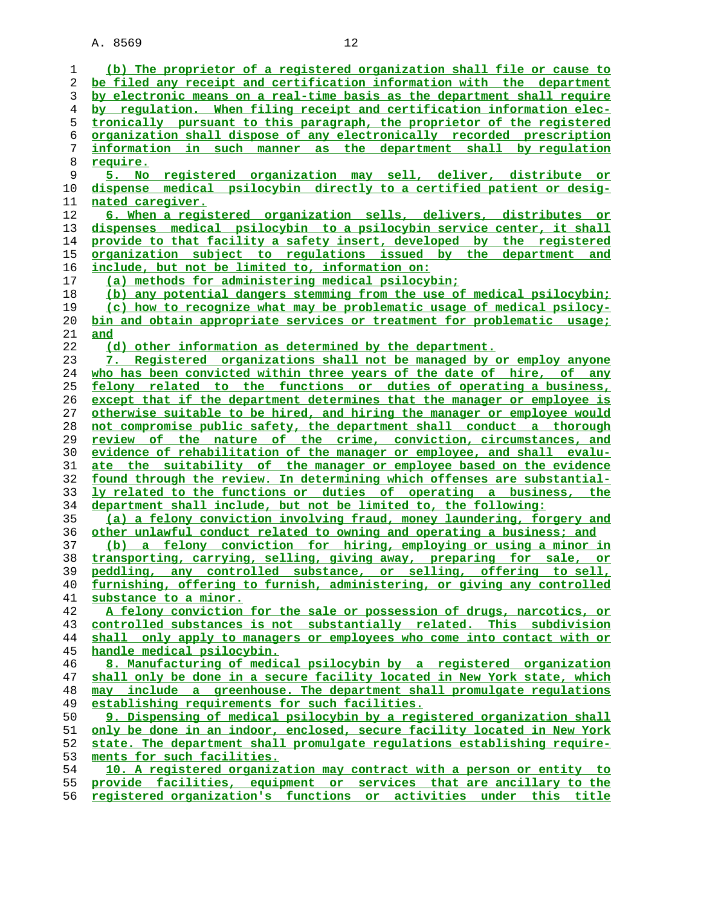(b) The proprietor of a registered organization shall file or cause to be filed any receipt and certification information with the department by electronic means on a real-time basis as the department shall require by regulation. When filing receipt and certification information electronically pursuant to this paragraph, the proprietor of the registered organization shall dispose of any electronically recorded prescription information in such manner as the department shall by regulation require.

5. No registered organization may sell, deliver, distribute or dispense medical psilocybin directly to a certified patient or designated caregiver.

6. When a registered organization sells, delivers, distributes or dispenses medical psilocybin to a psilocybin service center, it shall provide to that facility a safety insert, developed by the registered organization subject to regulations issued by the department and include, but not be limited to, information on:

(a) methods for administering medical psilocybin;

(b) any potential dangers stemming from the use of medical psilocybin;

(c) how to recognize what may be problematic usage of medical psilocybin and obtain appropriate services or treatment for problematic usage; and

(d) other information as determined by the department.

7. Registered organizations shall not be managed by or employ anyone who has been convicted within three years of the date of hire, of any felony related to the functions or duties of operating a business, except that if the department determines that the manager or employee is otherwise suitable to be hired, and hiring the manager or employee would not compromise public safety, the department shall conduct a thorough review of the nature of the crime, conviction, circumstances, and evidence of rehabilitation of the manager or employee, and shall evaluate the suitability of the manager or employee based on the evidence found through the review. In determining which offenses are substantially related to the functions or duties of operating a business, the department shall include, but not be limited to, the following:

(a) a felony conviction involving fraud, money laundering, forgery and other unlawful conduct related to owning and operating a business; and

(b) a felony conviction for hiring, employing or using a minor in transporting, carrying, selling, giving away, preparing for sale, or peddling, any controlled substance, or selling, offering to sell, furnishing, offering to furnish, administering, or giving any controlled substance to a minor.

A felony conviction for the sale or possession of drugs, narcotics, or controlled substances is not substantially related. This subdivision shall only apply to managers or employees who come into contact with or handle medical psilocybin.

8. Manufacturing of medical psilocybin by a registered organization shall only be done in a secure facility located in New York state, which may include a greenhouse. The department shall promulgate regulations establishing requirements for such facilities.

9. Dispensing of medical psilocybin by a registered organization shall only be done in an indoor, enclosed, secure facility located in New York state. The department shall promulgate regulations establishing requirements for such facilities.

10. A registered organization may contract with a person or entity to provide facilities, equipment or services that are ancillary to the registered organization's functions or activities under this title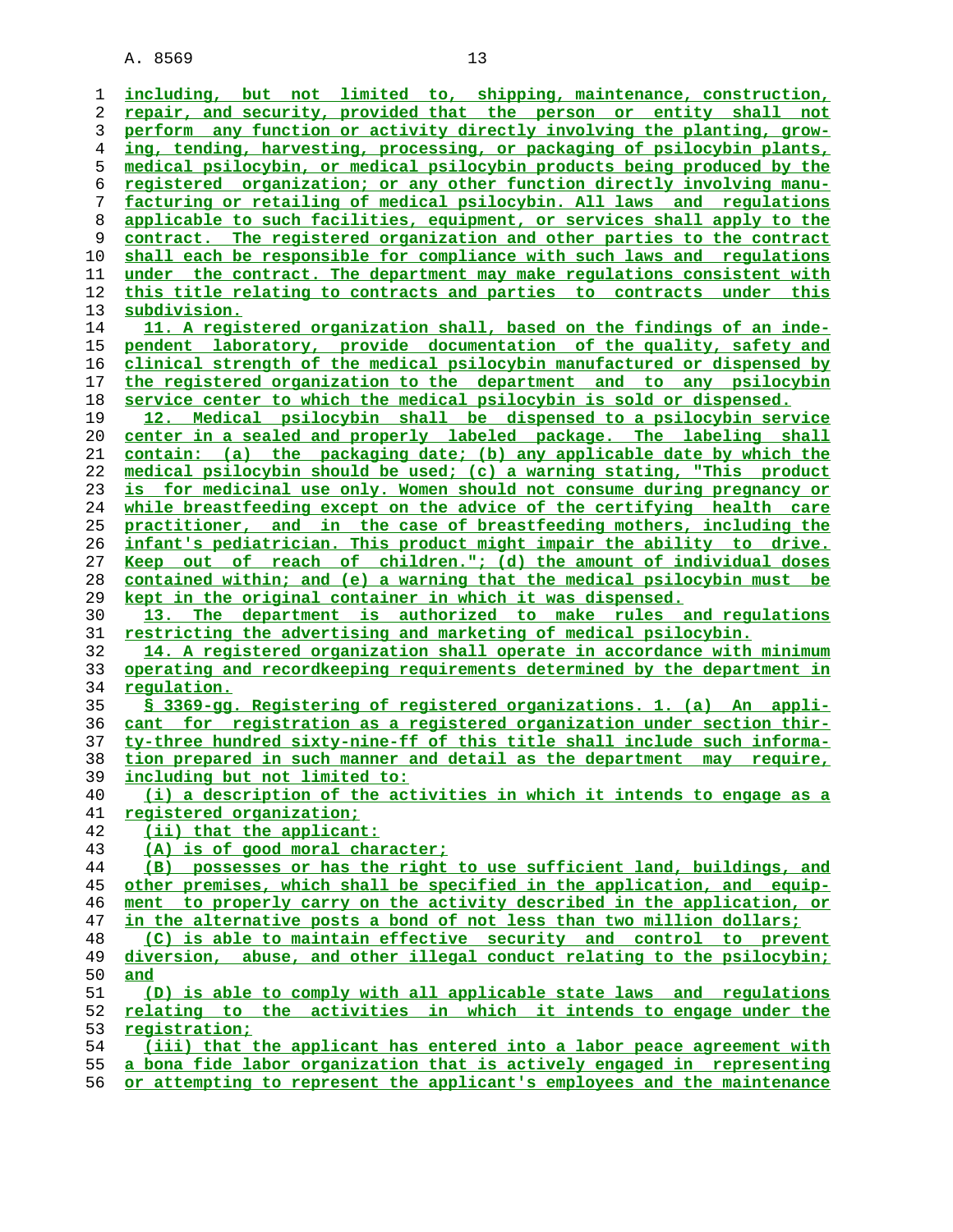including, but not limited to, shipping, maintenance, construction, repair, and security, provided that the person or entity shall not perform any function or activity directly involving the planting, growing, tending, harvesting, processing, or packaging of psilocybin plants, medical psilocybin, or medical psilocybin products being produced by the registered organization; or any other function directly involving manufacturing or retailing of medical psilocybin. All laws and regulations applicable to such facilities, equipment, or services shall apply to the contract. The registered organization and other parties to the contract shall each be responsible for compliance with such laws and regulations under the contract. The department may make regulations consistent with this title relating to contracts and parties to contracts under this subdivision.

11. A registered organization shall, based on the findings of an independent laboratory, provide documentation of the quality, safety and clinical strength of the medical psilocybin manufactured or dispensed by the registered organization to the department and to any psilocybin service center to which the medical psilocybin is sold or dispensed.

12. Medical psilocybin shall be dispensed to a psilocybin service center in a sealed and properly labeled package. The labeling shall contain: (a) the packaging date; (b) any applicable date by which the medical psilocybin should be used; (c) a warning stating, "This product is for medicinal use only. Women should not consume during pregnancy or while breastfeeding except on the advice of the certifying health care practitioner, and in the case of breastfeeding mothers, including the infant's pediatrician. This product might impair the ability to drive. Keep out of reach of children."; (d) the amount of individual doses contained within; and (e) a warning that the medical psilocybin must be kept in the original container in which it was dispensed.

13. The department is authorized to make rules and regulations restricting the advertising and marketing of medical psilocybin.

14. A registered organization shall operate in accordance with minimum operating and recordkeeping requirements determined by the department in regulation.

§ 3369-gg. Registering of registered organizations. 1. (a) An applicant for registration as a registered organization under section thirty-three hundred sixty-nine-ff of this title shall include such information prepared in such manner and detail as the department may require, including but not limited to:

(i) a description of the activities in which it intends to engage as a registered organization;

(ii) that the applicant:

(A) is of good moral character;

(B) possesses or has the right to use sufficient land, buildings, and other premises, which shall be specified in the application, and equipment to properly carry on the activity described in the application, or in the alternative posts a bond of not less than two million dollars;

(C) is able to maintain effective security and control to prevent diversion, abuse, and other illegal conduct relating to the psilocybin; and

(D) is able to comply with all applicable state laws and regulations relating to the activities in which it intends to engage under the registration;

(iii) that the applicant has entered into a labor peace agreement with a bona fide labor organization that is actively engaged in representing or attempting to represent the applicant's employees and the maintenance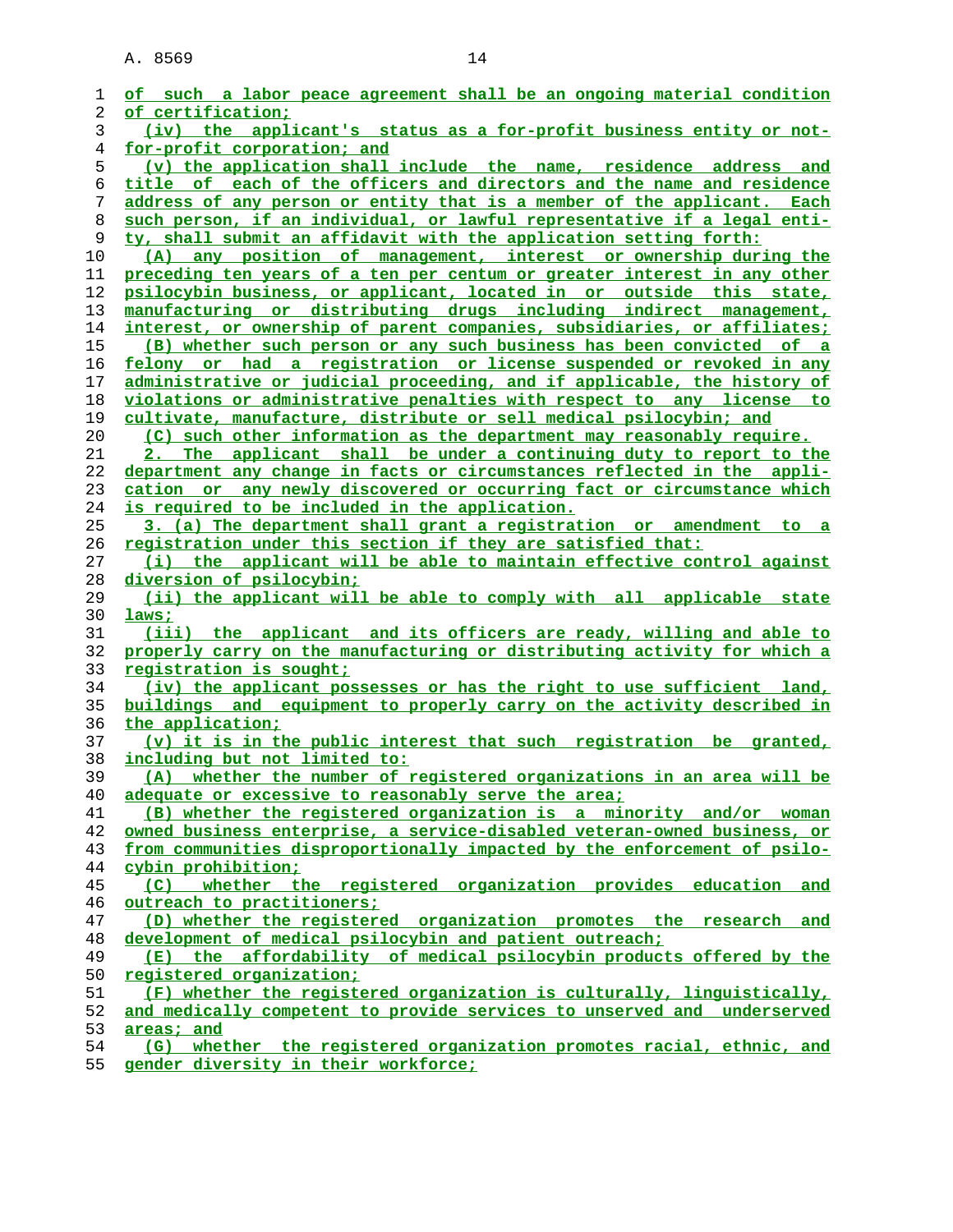of such a labor peace agreement shall be an ongoing material condition of certification;

(iv) the applicant's status as a for-profit business entity or not-for-profit corporation; and

(v) the application shall include the name, residence address and title of each of the officers and directors and the name and residence address of any person or entity that is a member of the applicant. Each such person, if an individual, or lawful representative if a legal entity, shall submit an affidavit with the application setting forth:

(A) any position of management, interest or ownership during the preceding ten years of a ten per centum or greater interest in any other psilocybin business, or applicant, located in or outside this state, manufacturing or distributing drugs including indirect management, interest, or ownership of parent companies, subsidiaries, or affiliates;

(B) whether such person or any such business has been convicted of a felony or had a registration or license suspended or revoked in any administrative or judicial proceeding, and if applicable, the history of violations or administrative penalties with respect to any license to cultivate, manufacture, distribute or sell medical psilocybin; and

(C) such other information as the department may reasonably require.

2. The applicant shall be under a continuing duty to report to the department any change in facts or circumstances reflected in the application or any newly discovered or occurring fact or circumstance which is required to be included in the application.

3. (a) The department shall grant a registration or amendment to a registration under this section if they are satisfied that:

(i) the applicant will be able to maintain effective control against diversion of psilocybin;

(ii) the applicant will be able to comply with all applicable state laws;

(iii) the applicant and its officers are ready, willing and able to properly carry on the manufacturing or distributing activity for which a registration is sought;

(iv) the applicant possesses or has the right to use sufficient land, buildings and equipment to properly carry on the activity described in the application;

(v) it is in the public interest that such registration be granted, including but not limited to:

(A) whether the number of registered organizations in an area will be adequate or excessive to reasonably serve the area;

(B) whether the registered organization is a minority and/or woman owned business enterprise, a service-disabled veteran-owned business, or from communities disproportionally impacted by the enforcement of psilocybin prohibition;

(C) whether the registered organization provides education and outreach to practitioners;

(D) whether the registered organization promotes the research and development of medical psilocybin and patient outreach;

(E) the affordability of medical psilocybin products offered by the registered organization;

(F) whether the registered organization is culturally, linguistically, and medically competent to provide services to unserved and underserved areas; and

(G) whether the registered organization promotes racial, ethnic, and gender diversity in their workforce;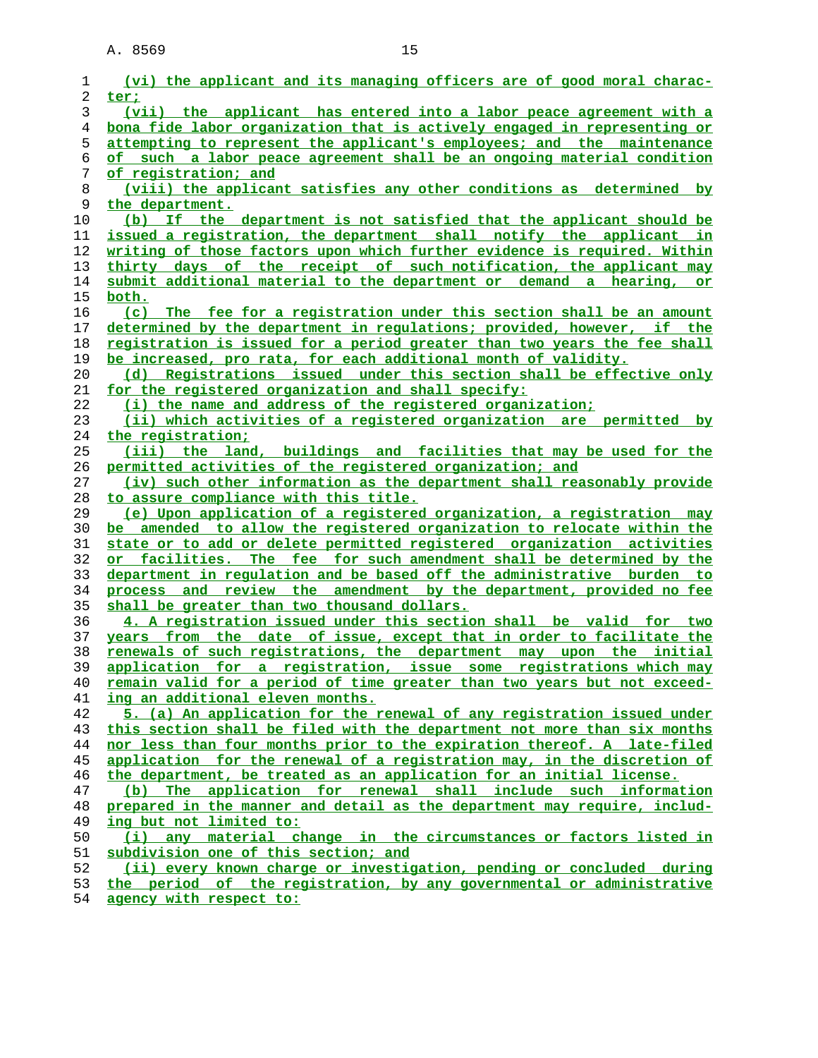(vi) the applicant and its managing officers are of good moral character;

(vii) the applicant has entered into a labor peace agreement with a bona fide labor organization that is actively engaged in representing or attempting to represent the applicant's employees; and the maintenance of such a labor peace agreement shall be an ongoing material condition of registration; and

(viii) the applicant satisfies any other conditions as determined by the department.

(b) If the department is not satisfied that the applicant should be issued a registration, the department shall notify the applicant in writing of those factors upon which further evidence is required. Within thirty days of the receipt of such notification, the applicant may submit additional material to the department or demand a hearing, or both.

(c) The fee for a registration under this section shall be an amount determined by the department in regulations; provided, however, if the registration is issued for a period greater than two years the fee shall be increased, pro rata, for each additional month of validity.

(d) Registrations issued under this section shall be effective only for the registered organization and shall specify:

(i) the name and address of the registered organization;

(ii) which activities of a registered organization are permitted by the registration;

(iii) the land, buildings and facilities that may be used for the permitted activities of the registered organization; and

(iv) such other information as the department shall reasonably provide to assure compliance with this title.

(e) Upon application of a registered organization, a registration may be amended to allow the registered organization to relocate within the state or to add or delete permitted registered organization activities or facilities. The fee for such amendment shall be determined by the department in regulation and be based off the administrative burden to process and review the amendment by the department, provided no fee shall be greater than two thousand dollars.

4. A registration issued under this section shall be valid for two years from the date of issue, except that in order to facilitate the renewals of such registrations, the department may upon the initial application for a registration, issue some registrations which may remain valid for a period of time greater than two years but not exceeding an additional eleven months.

5. (a) An application for the renewal of any registration issued under this section shall be filed with the department not more than six months nor less than four months prior to the expiration thereof. A late-filed application for the renewal of a registration may, in the discretion of the department, be treated as an application for an initial license.

(b) The application for renewal shall include such information prepared in the manner and detail as the department may require, including but not limited to:

(i) any material change in the circumstances or factors listed in subdivision one of this section; and

(ii) every known charge or investigation, pending or concluded during the period of the registration, by any governmental or administrative agency with respect to: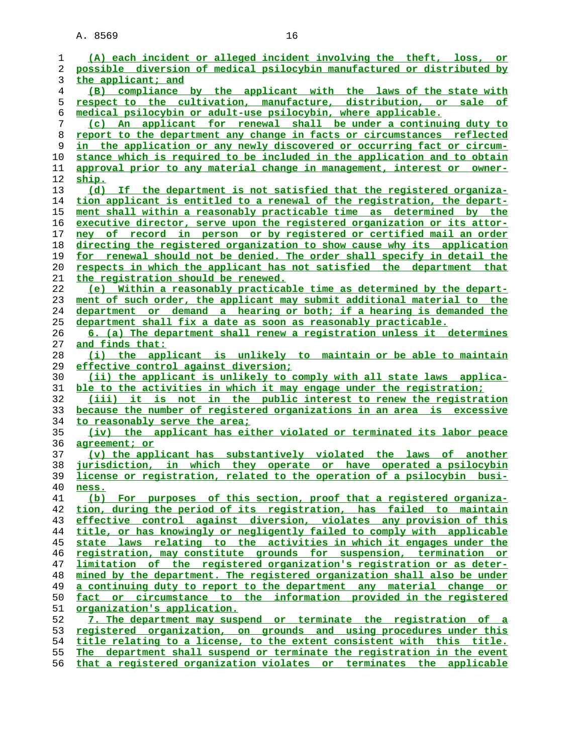(A) each incident or alleged incident involving the theft, loss, or possible diversion of medical psilocybin manufactured or distributed by the applicant; and

(B) compliance by the applicant with the laws of the state with respect to the cultivation, manufacture, distribution, or sale of medical psilocybin or adult-use psilocybin, where applicable.

(c) An applicant for renewal shall be under a continuing duty to report to the department any change in facts or circumstances reflected in the application or any newly discovered or occurring fact or circumstance which is required to be included in the application and to obtain approval prior to any material change in management, interest or ownership.

(d) If the department is not satisfied that the registered organization applicant is entitled to a renewal of the registration, the department shall within a reasonably practicable time as determined by the executive director, serve upon the registered organization or its attorney of record in person or by registered or certified mail an order directing the registered organization to show cause why its application for renewal should not be denied. The order shall specify in detail the respects in which the applicant has not satisfied the department that the registration should be renewed.

(e) Within a reasonably practicable time as determined by the department of such order, the applicant may submit additional material to the department or demand a hearing or both; if a hearing is demanded the department shall fix a date as soon as reasonably practicable.

6. (a) The department shall renew a registration unless it determines and finds that:

(i) the applicant is unlikely to maintain or be able to maintain effective control against diversion;

(ii) the applicant is unlikely to comply with all state laws applicable to the activities in which it may engage under the registration;

(iii) it is not in the public interest to renew the registration because the number of registered organizations in an area is excessive to reasonably serve the area;

(iv) the applicant has either violated or terminated its labor peace agreement; or

(v) the applicant has substantively violated the laws of another jurisdiction, in which they operate or have operated a psilocybin license or registration, related to the operation of a psilocybin business.

(b) For purposes of this section, proof that a registered organization, during the period of its registration, has failed to maintain effective control against diversion, violates any provision of this title, or has knowingly or negligently failed to comply with applicable state laws relating to the activities in which it engages under the registration, may constitute grounds for suspension, termination or limitation of the registered organization's registration or as determined by the department. The registered organization shall also be under a continuing duty to report to the department any material change or fact or circumstance to the information provided in the registered organization's application.

7. The department may suspend or terminate the registration of a registered organization, on grounds and using procedures under this title relating to a license, to the extent consistent with this title. The department shall suspend or terminate the registration in the event that a registered organization violates or terminates the applicable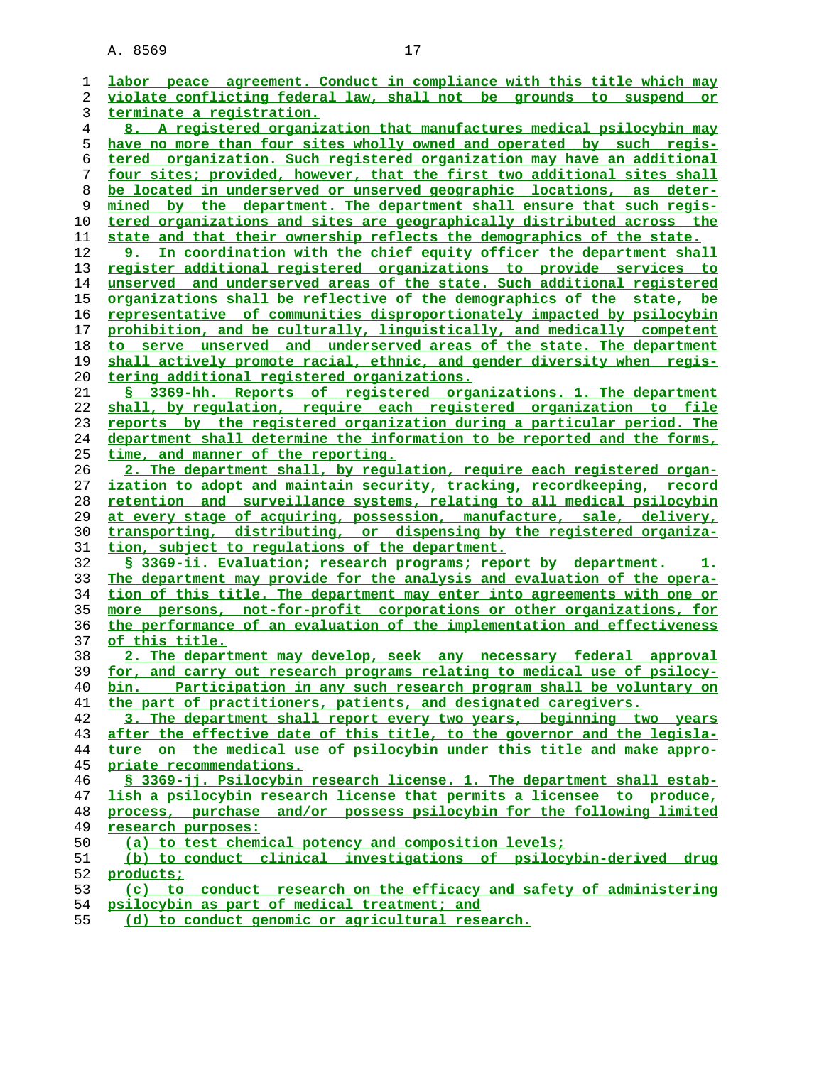labor peace agreement. Conduct in compliance with this title which may violate conflicting federal law, shall not be grounds to suspend or terminate a registration.

8. A registered organization that manufactures medical psilocybin may have no more than four sites wholly owned and operated by such registered organization. Such registered organization may have an additional four sites; provided, however, that the first two additional sites shall be located in underserved or unserved geographic locations, as determined by the department. The department shall ensure that such registered organizations and sites are geographically distributed across the state and that their ownership reflects the demographics of the state.

9. In coordination with the chief equity officer the department shall register additional registered organizations to provide services to unserved and underserved areas of the state. Such additional registered organizations shall be reflective of the demographics of the state, be representative of communities disproportionately impacted by psilocybin prohibition, and be culturally, linguistically, and medically competent to serve unserved and underserved areas of the state. The department shall actively promote racial, ethnic, and gender diversity when registering additional registered organizations.

§ 3369-hh. Reports of registered organizations. 1. The department shall, by regulation, require each registered organization to file reports by the registered organization during a particular period. The department shall determine the information to be reported and the forms, time, and manner of the reporting.

2. The department shall, by regulation, require each registered organization to adopt and maintain security, tracking, recordkeeping, record retention and surveillance systems, relating to all medical psilocybin at every stage of acquiring, possession, manufacture, sale, delivery, transporting, distributing, or dispensing by the registered organization, subject to regulations of the department.

§ 3369-ii. Evaluation; research programs; report by department. 1. The department may provide for the analysis and evaluation of the operation of this title. The department may enter into agreements with one or more persons, not-for-profit corporations or other organizations, for the performance of an evaluation of the implementation and effectiveness of this title.

2. The department may develop, seek any necessary federal approval for, and carry out research programs relating to medical use of psilocybin. Participation in any such research program shall be voluntary on the part of practitioners, patients, and designated caregivers.

3. The department shall report every two years, beginning two years after the effective date of this title, to the governor and the legislature on the medical use of psilocybin under this title and make appropriate recommendations.

§ 3369-jj. Psilocybin research license. 1. The department shall establish a psilocybin research license that permits a licensee to produce, process, purchase and/or possess psilocybin for the following limited research purposes:

(a) to test chemical potency and composition levels;

(b) to conduct clinical investigations of psilocybin-derived drug products;

(c) to conduct research on the efficacy and safety of administering psilocybin as part of medical treatment; and

(d) to conduct genomic or agricultural research.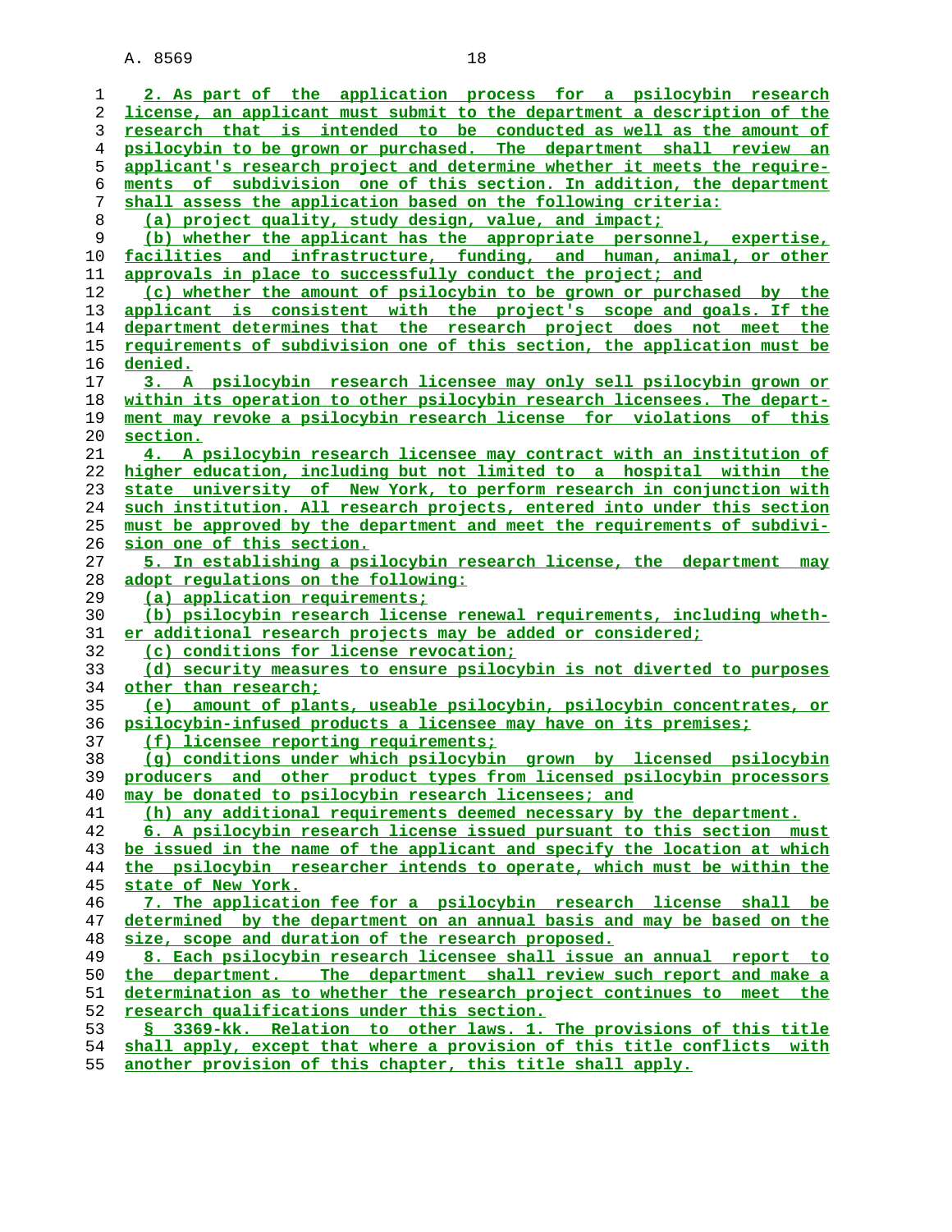2. As part of the application process for a psilocybin research license, an applicant must submit to the department a description of the research that is intended to be conducted as well as the amount of psilocybin to be grown or purchased. The department shall review an applicant's research project and determine whether it meets the requirements of subdivision one of this section. In addition, the department shall assess the application based on the following criteria:

(a) project quality, study design, value, and impact;

(b) whether the applicant has the appropriate personnel, expertise, facilities and infrastructure, funding, and human, animal, or other approvals in place to successfully conduct the project; and

(c) whether the amount of psilocybin to be grown or purchased by the applicant is consistent with the project's scope and goals. If the department determines that the research project does not meet the requirements of subdivision one of this section, the application must be denied.

3. A psilocybin research licensee may only sell psilocybin grown or within its operation to other psilocybin research licensees. The department may revoke a psilocybin research license for violations of this section.

4. A psilocybin research licensee may contract with an institution of higher education, including but not limited to a hospital within the state university of New York, to perform research in conjunction with such institution. All research projects, entered into under this section must be approved by the department and meet the requirements of subdivision one of this section.

5. In establishing a psilocybin research license, the department may adopt regulations on the following:

(a) application requirements;

(b) psilocybin research license renewal requirements, including whether additional research projects may be added or considered;

(c) conditions for license revocation;

(d) security measures to ensure psilocybin is not diverted to purposes other than research;

(e) amount of plants, useable psilocybin, psilocybin concentrates, or psilocybin-infused products a licensee may have on its premises;

(f) licensee reporting requirements;

(g) conditions under which psilocybin grown by licensed psilocybin producers and other product types from licensed psilocybin processors may be donated to psilocybin research licensees; and

(h) any additional requirements deemed necessary by the department.

6. A psilocybin research license issued pursuant to this section must be issued in the name of the applicant and specify the location at which the psilocybin researcher intends to operate, which must be within the state of New York.

7. The application fee for a psilocybin research license shall be determined by the department on an annual basis and may be based on the size, scope and duration of the research proposed.

8. Each psilocybin research licensee shall issue an annual report to the department. The department shall review such report and make a determination as to whether the research project continues to meet the research qualifications under this section.

§ 3369-kk. Relation to other laws. 1. The provisions of this title shall apply, except that where a provision of this title conflicts with another provision of this chapter, this title shall apply.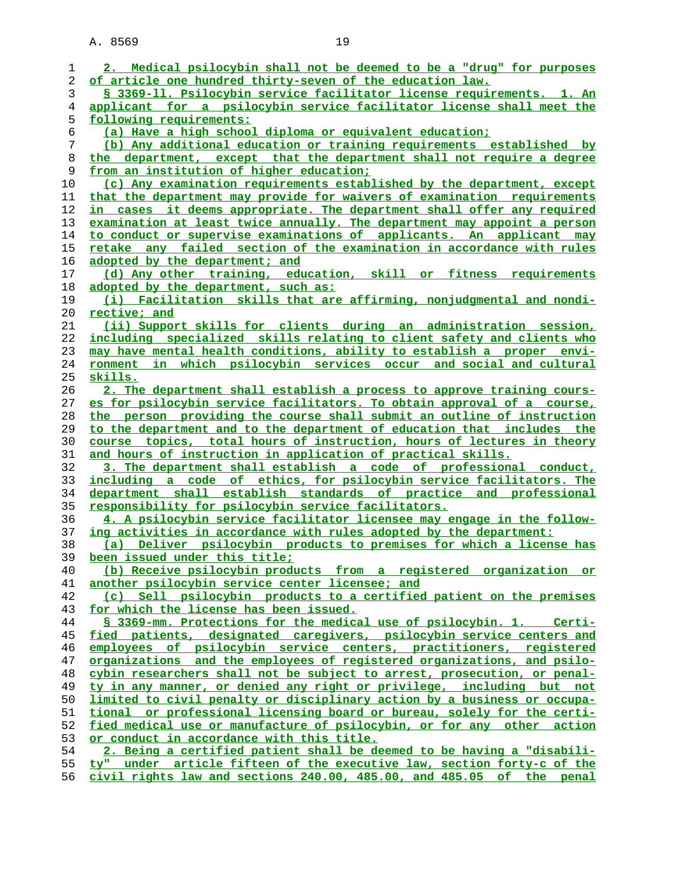2. Medical psilocybin shall not be deemed to be a "drug" for purposes of article one hundred thirty-seven of the education law.

§ 3369-ll. Psilocybin service facilitator license requirements. 1. An applicant for a psilocybin service facilitator license shall meet the following requirements:

(a) Have a high school diploma or equivalent education;

(b) Any additional education or training requirements established by the department, except that the department shall not require a degree from an institution of higher education;

(c) Any examination requirements established by the department, except that the department may provide for waivers of examination requirements in cases it deems appropriate. The department shall offer any required examination at least twice annually. The department may appoint a person to conduct or supervise examinations of applicants. An applicant may retake any failed section of the examination in accordance with rules adopted by the department; and

(d) Any other training, education, skill or fitness requirements adopted by the department, such as:

(i) Facilitation skills that are affirming, nonjudgmental and nondirective; and

(ii) Support skills for clients during an administration session, including specialized skills relating to client safety and clients who may have mental health conditions, ability to establish a proper environment in which psilocybin services occur and social and cultural skills.

2. The department shall establish a process to approve training courses for psilocybin service facilitators. To obtain approval of a course, the person providing the course shall submit an outline of instruction to the department and to the department of education that includes the course topics, total hours of instruction, hours of lectures in theory and hours of instruction in application of practical skills.

3. The department shall establish a code of professional conduct, including a code of ethics, for psilocybin service facilitators. The department shall establish standards of practice and professional responsibility for psilocybin service facilitators.

4. A psilocybin service facilitator licensee may engage in the following activities in accordance with rules adopted by the department:

(a) Deliver psilocybin products to premises for which a license has been issued under this title;

(b) Receive psilocybin products from a registered organization or another psilocybin service center licensee; and

(c) Sell psilocybin products to a certified patient on the premises for which the license has been issued.

§ 3369-mm. Protections for the medical use of psilocybin. 1. Certified patients, designated caregivers, psilocybin service centers and employees of psilocybin service centers, practitioners, registered organizations and the employees of registered organizations, and psilocybin researchers shall not be subject to arrest, prosecution, or penalty in any manner, or denied any right or privilege, including but not limited to civil penalty or disciplinary action by a business or occupational or professional licensing board or bureau, solely for the certified medical use or manufacture of psilocybin, or for any other action or conduct in accordance with this title.

2. Being a certified patient shall be deemed to be having a "disability" under article fifteen of the executive law, section forty-c of the civil rights law and sections 240.00, 485.00, and 485.05 of the penal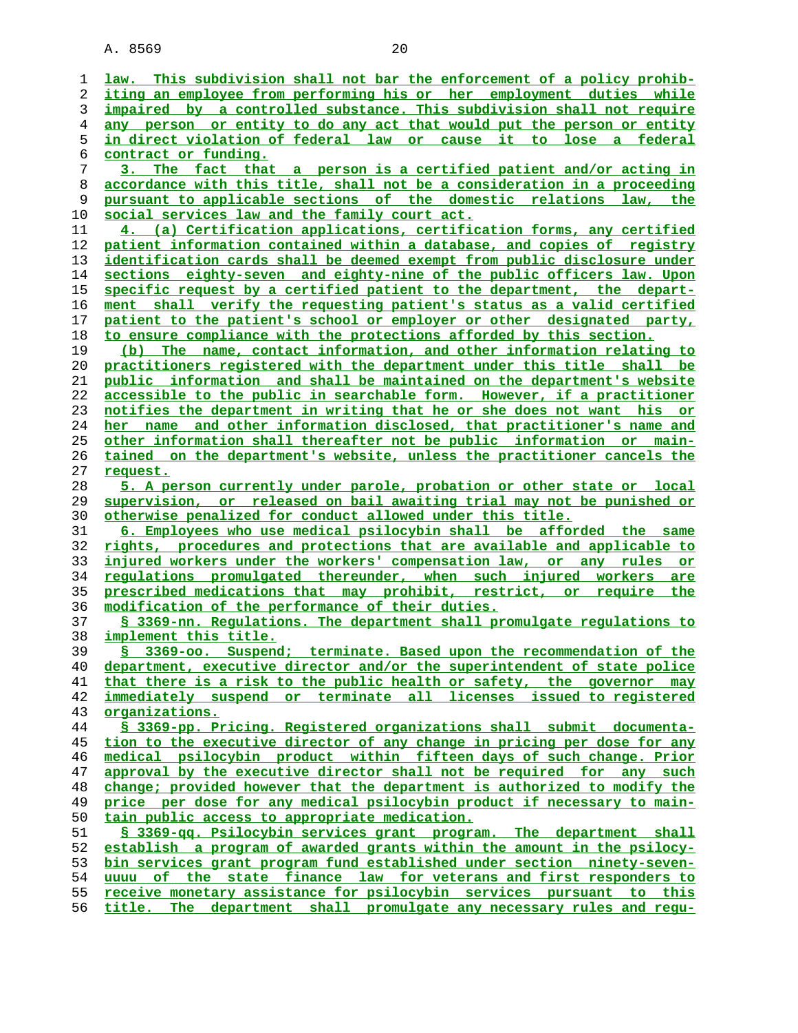law. This subdivision shall not bar the enforcement of a policy prohibiting an employee from performing his or her employment duties while impaired by a controlled substance. This subdivision shall not require any person or entity to do any act that would put the person or entity in direct violation of federal law or cause it to lose a federal contract or funding.

3. The fact that a person is a certified patient and/or acting in accordance with this title, shall not be a consideration in a proceeding pursuant to applicable sections of the domestic relations law, the social services law and the family court act.

4. (a) Certification applications, certification forms, any certified patient information contained within a database, and copies of registry identification cards shall be deemed exempt from public disclosure under sections eighty-seven and eighty-nine of the public officers law. Upon specific request by a certified patient to the department, the department shall verify the requesting patient's status as a valid certified patient to the patient's school or employer or other designated party, to ensure compliance with the protections afforded by this section.

(b) The name, contact information, and other information relating to practitioners registered with the department under this title shall be public information and shall be maintained on the department's website accessible to the public in searchable form. However, if a practitioner notifies the department in writing that he or she does not want his or her name and other information disclosed, that practitioner's name and other information shall thereafter not be public information or maintained on the department's website, unless the practitioner cancels the request.

5. A person currently under parole, probation or other state or local supervision, or released on bail awaiting trial may not be punished or otherwise penalized for conduct allowed under this title.

6. Employees who use medical psilocybin shall be afforded the same rights, procedures and protections that are available and applicable to injured workers under the workers' compensation law, or any rules or regulations promulgated thereunder, when such injured workers are prescribed medications that may prohibit, restrict, or require the modification of the performance of their duties.

§ 3369-nn. Regulations. The department shall promulgate regulations to implement this title.

§ 3369-oo. Suspend; terminate. Based upon the recommendation of the department, executive director and/or the superintendent of state police that there is a risk to the public health or safety, the governor may immediately suspend or terminate all licenses issued to registered organizations.

§ 3369-pp. Pricing. Registered organizations shall submit documentation to the executive director of any change in pricing per dose for any medical psilocybin product within fifteen days of such change. Prior approval by the executive director shall not be required for any such change; provided however that the department is authorized to modify the price per dose for any medical psilocybin product if necessary to maintain public access to appropriate medication.

§ 3369-qq. Psilocybin services grant program. The department shall establish a program of awarded grants within the amount in the psilocybin services grant program fund established under section ninety-seven-uuuu of the state finance law for veterans and first responders to receive monetary assistance for psilocybin services pursuant to this title. The department shall promulgate any necessary rules and regu-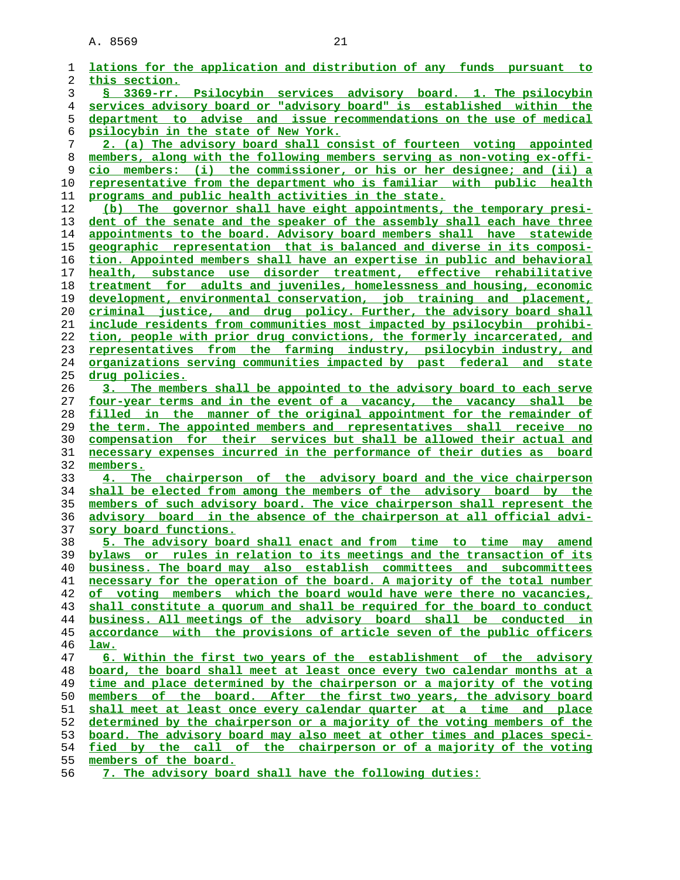lations for the application and distribution of any funds pursuant to this section.

§ 3369-rr. Psilocybin services advisory board. 1. The psilocybin services advisory board or "advisory board" is established within the department to advise and issue recommendations on the use of medical psilocybin in the state of New York.

2. (a) The advisory board shall consist of fourteen voting appointed members, along with the following members serving as non-voting ex-officio members: (i) the commissioner, or his or her designee; and (ii) a representative from the department who is familiar with public health programs and public health activities in the state.

(b) The governor shall have eight appointments, the temporary president of the senate and the speaker of the assembly shall each have three appointments to the board. Advisory board members shall have statewide geographic representation that is balanced and diverse in its composition. Appointed members shall have an expertise in public and behavioral health, substance use disorder treatment, effective rehabilitative treatment for adults and juveniles, homelessness and housing, economic development, environmental conservation, job training and placement, criminal justice, and drug policy. Further, the advisory board shall include residents from communities most impacted by psilocybin prohibition, people with prior drug convictions, the formerly incarcerated, and representatives from the farming industry, psilocybin industry, and organizations serving communities impacted by past federal and state drug policies.

3. The members shall be appointed to the advisory board to each serve four-year terms and in the event of a vacancy, the vacancy shall be filled in the manner of the original appointment for the remainder of the term. The appointed members and representatives shall receive no compensation for their services but shall be allowed their actual and necessary expenses incurred in the performance of their duties as board members.

4. The chairperson of the advisory board and the vice chairperson shall be elected from among the members of the advisory board by the members of such advisory board. The vice chairperson shall represent the advisory board in the absence of the chairperson at all official advisory board functions.

5. The advisory board shall enact and from time to time may amend bylaws or rules in relation to its meetings and the transaction of its business. The board may also establish committees and subcommittees necessary for the operation of the board. A majority of the total number of voting members which the board would have were there no vacancies, shall constitute a quorum and shall be required for the board to conduct business. All meetings of the advisory board shall be conducted in accordance with the provisions of article seven of the public officers law.

6. Within the first two years of the establishment of the advisory board, the board shall meet at least once every two calendar months at a time and place determined by the chairperson or a majority of the voting members of the board. After the first two years, the advisory board shall meet at least once every calendar quarter at a time and place determined by the chairperson or a majority of the voting members of the board. The advisory board may also meet at other times and places specified by the call of the chairperson or of a majority of the voting members of the board.

7. The advisory board shall have the following duties: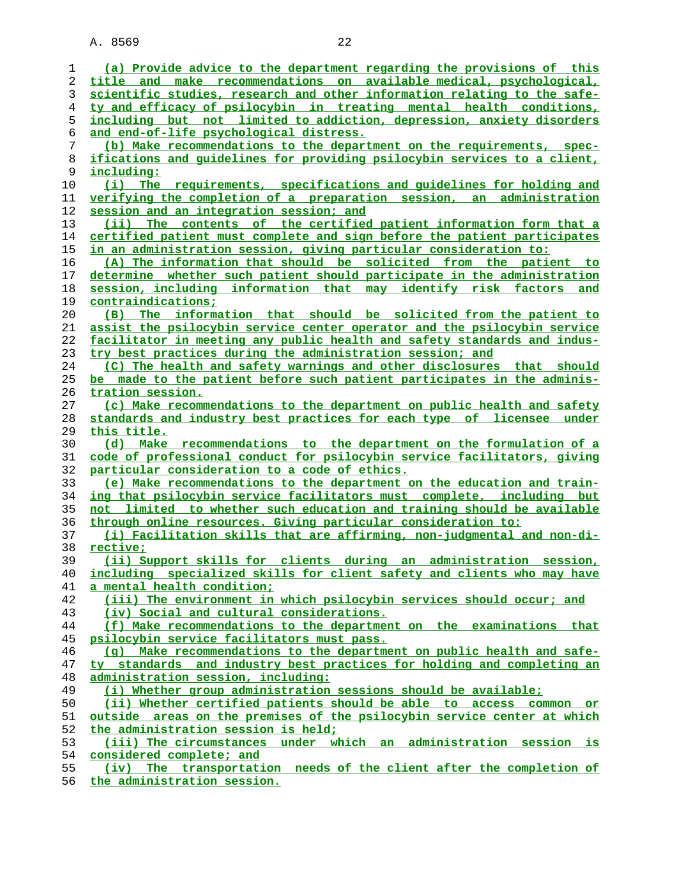(a) Provide advice to the department regarding the provisions of this title and make recommendations on available medical, psychological, scientific studies, research and other information relating to the safety and efficacy of psilocybin in treating mental health conditions, including but not limited to addiction, depression, anxiety disorders and end-of-life psychological distress.

(b) Make recommendations to the department on the requirements, specifications and guidelines for providing psilocybin services to a client, including:

(i) The requirements, specifications and guidelines for holding and verifying the completion of a preparation session, an administration session and an integration session; and

(ii) The contents of the certified patient information form that a certified patient must complete and sign before the patient participates in an administration session, giving particular consideration to:

(A) The information that should be solicited from the patient to determine whether such patient should participate in the administration session, including information that may identify risk factors and contraindications;

(B) The information that should be solicited from the patient to assist the psilocybin service center operator and the psilocybin service facilitator in meeting any public health and safety standards and industry best practices during the administration session; and

(C) The health and safety warnings and other disclosures that should be made to the patient before such patient participates in the administration session.

(c) Make recommendations to the department on public health and safety standards and industry best practices for each type of licensee under this title.

(d) Make recommendations to the department on the formulation of a code of professional conduct for psilocybin service facilitators, giving particular consideration to a code of ethics.

(e) Make recommendations to the department on the education and training that psilocybin service facilitators must complete, including but not limited to whether such education and training should be available through online resources. Giving particular consideration to:

(i) Facilitation skills that are affirming, non-judgmental and non-directive;

(ii) Support skills for clients during an administration session, including specialized skills for client safety and clients who may have a mental health condition;

(iii) The environment in which psilocybin services should occur; and

(iv) Social and cultural considerations.

(f) Make recommendations to the department on the examinations that psilocybin service facilitators must pass.

(g) Make recommendations to the department on public health and safety standards and industry best practices for holding and completing an administration session, including:

(i) Whether group administration sessions should be available;

(ii) Whether certified patients should be able to access common or outside areas on the premises of the psilocybin service center at which the administration session is held;

(iii) The circumstances under which an administration session is considered complete; and

(iv) The transportation needs of the client after the completion of the administration session.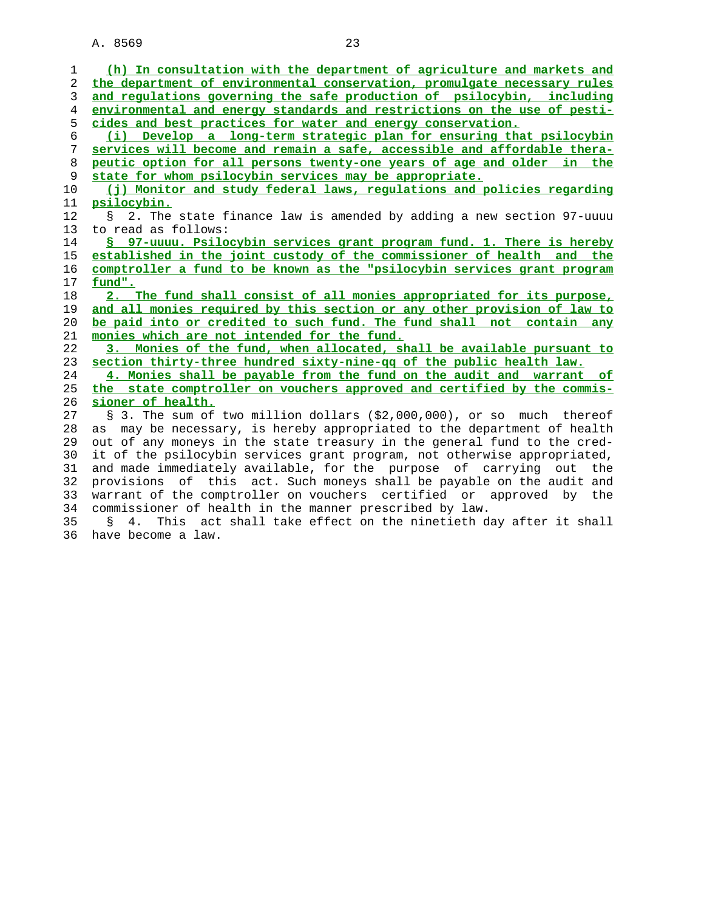(h) In consultation with the department of agriculture and markets and the department of environmental conservation, promulgate necessary rules and regulations governing the safe production of psilocybin, including environmental and energy standards and restrictions on the use of pesticides and best practices for water and energy conservation.

(i) Develop a long-term strategic plan for ensuring that psilocybin services will become and remain a safe, accessible and affordable therapeutic option for all persons twenty-one years of age and older in the state for whom psilocybin services may be appropriate.

(j) Monitor and study federal laws, regulations and policies regarding psilocybin.

§ 2. The state finance law is amended by adding a new section 97-uuuu to read as follows:

§ 97-uuuu. Psilocybin services grant program fund. 1. There is hereby established in the joint custody of the commissioner of health and the comptroller a fund to be known as the "psilocybin services grant program fund".

2. The fund shall consist of all monies appropriated for its purpose, and all monies required by this section or any other provision of law to be paid into or credited to such fund. The fund shall not contain any monies which are not intended for the fund.

3. Monies of the fund, when allocated, shall be available pursuant to section thirty-three hundred sixty-nine-qq of the public health law.

4. Monies shall be payable from the fund on the audit and warrant of the state comptroller on vouchers approved and certified by the commissioner of health.

§ 3. The sum of two million dollars ($2,000,000), or so much thereof as may be necessary, is hereby appropriated to the department of health out of any moneys in the state treasury in the general fund to the credit of the psilocybin services grant program, not otherwise appropriated, and made immediately available, for the purpose of carrying out the provisions of this act. Such moneys shall be payable on the audit and warrant of the comptroller on vouchers certified or approved by the commissioner of health in the manner prescribed by law.

§ 4. This act shall take effect on the ninetieth day after it shall have become a law.